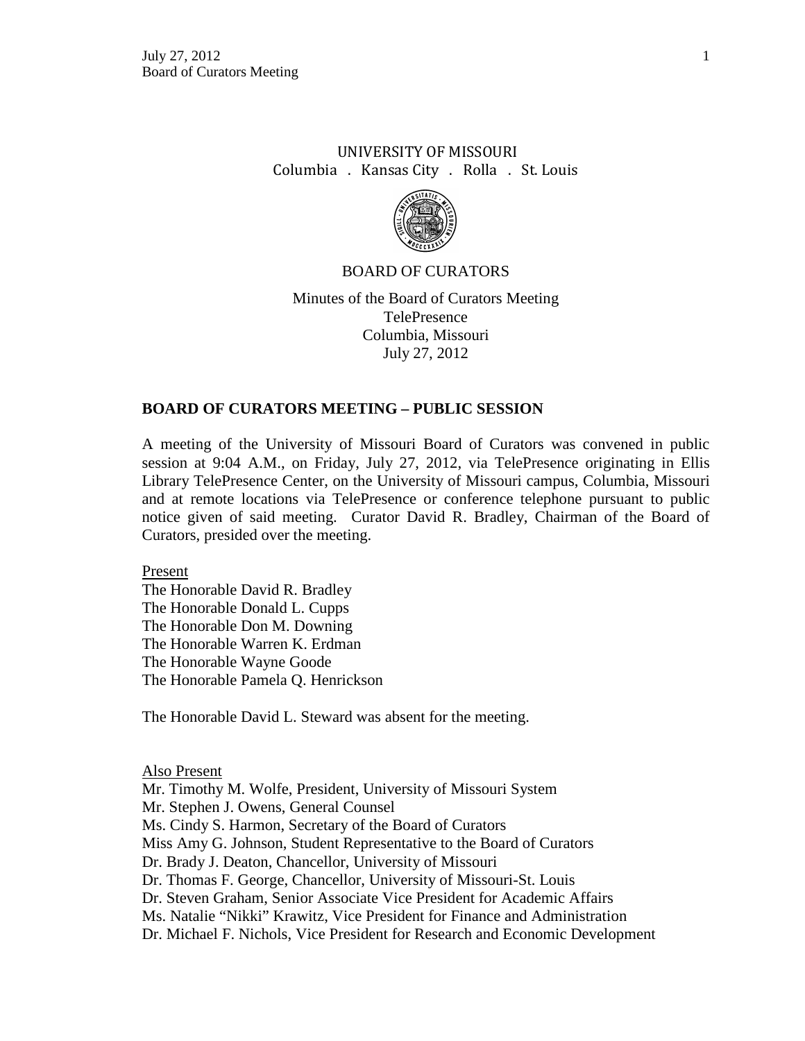UNIVERSITY OF MISSOURI
Columbia . Kansas City . Rolla . St. Louis

BOARD OF CURATORS

Minutes of the Board of Curators Meeting
TelePresence
Columbia, Missouri
July 27, 2012

## BOARD OF CURATORS MEETING – PUBLIC SESSION

A meeting of the University of Missouri Board of Curators was convened in public session at 9:04 A.M., on Friday, July 27, 2012, via TelePresence originating in Ellis Library TelePresence Center, on the University of Missouri campus, Columbia, Missouri and at remote locations via TelePresence or conference telephone pursuant to public notice given of said meeting. Curator David R. Bradley, Chairman of the Board of Curators, presided over the meeting.

Present
The Honorable David R. Bradley
The Honorable Donald L. Cupps
The Honorable Don M. Downing
The Honorable Warren K. Erdman
The Honorable Wayne Goode
The Honorable Pamela Q. Henrickson

The Honorable David L. Steward was absent for the meeting.

Also Present
Mr. Timothy M. Wolfe, President, University of Missouri System
Mr. Stephen J. Owens, General Counsel
Ms. Cindy S. Harmon, Secretary of the Board of Curators
Miss Amy G. Johnson, Student Representative to the Board of Curators
Dr. Brady J. Deaton, Chancellor, University of Missouri
Dr. Thomas F. George, Chancellor, University of Missouri-St. Louis
Dr. Steven Graham, Senior Associate Vice President for Academic Affairs
Ms. Natalie "Nikki" Krawitz, Vice President for Finance and Administration
Dr. Michael F. Nichols, Vice President for Research and Economic Development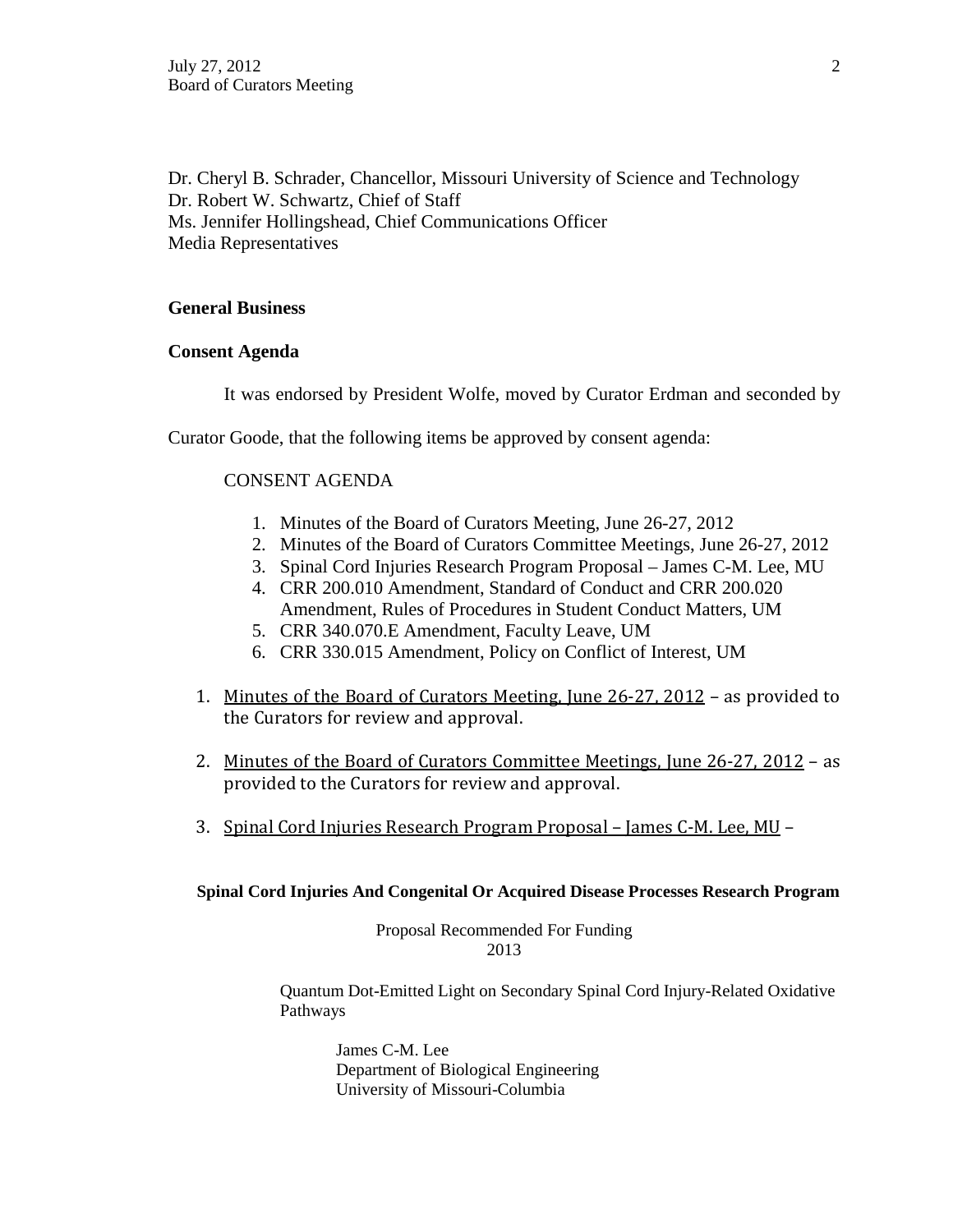Dr. Cheryl B. Schrader, Chancellor, Missouri University of Science and Technology
Dr. Robert W. Schwartz, Chief of Staff
Ms. Jennifer Hollingshead, Chief Communications Officer
Media Representatives

**General Business**

**Consent Agenda**

It was endorsed by President Wolfe, moved by Curator Erdman and seconded by Curator Goode, that the following items be approved by consent agenda:

CONSENT AGENDA

1. Minutes of the Board of Curators Meeting, June 26-27, 2012
2. Minutes of the Board of Curators Committee Meetings, June 26-27, 2012
3. Spinal Cord Injuries Research Program Proposal – James C-M. Lee, MU
4. CRR 200.010 Amendment, Standard of Conduct and CRR 200.020 Amendment, Rules of Procedures in Student Conduct Matters, UM
5. CRR 340.070.E Amendment, Faculty Leave, UM
6. CRR 330.015 Amendment, Policy on Conflict of Interest, UM

1. Minutes of the Board of Curators Meeting, June 26-27, 2012 – as provided to the Curators for review and approval.

2. Minutes of the Board of Curators Committee Meetings, June 26-27, 2012 – as provided to the Curators for review and approval.

3. Spinal Cord Injuries Research Program Proposal – James C-M. Lee, MU –

**Spinal Cord Injuries And Congenital Or Acquired Disease Processes Research Program**

Proposal Recommended For Funding
2013

Quantum Dot-Emitted Light on Secondary Spinal Cord Injury-Related Oxidative Pathways

James C-M. Lee
Department of Biological Engineering
University of Missouri-Columbia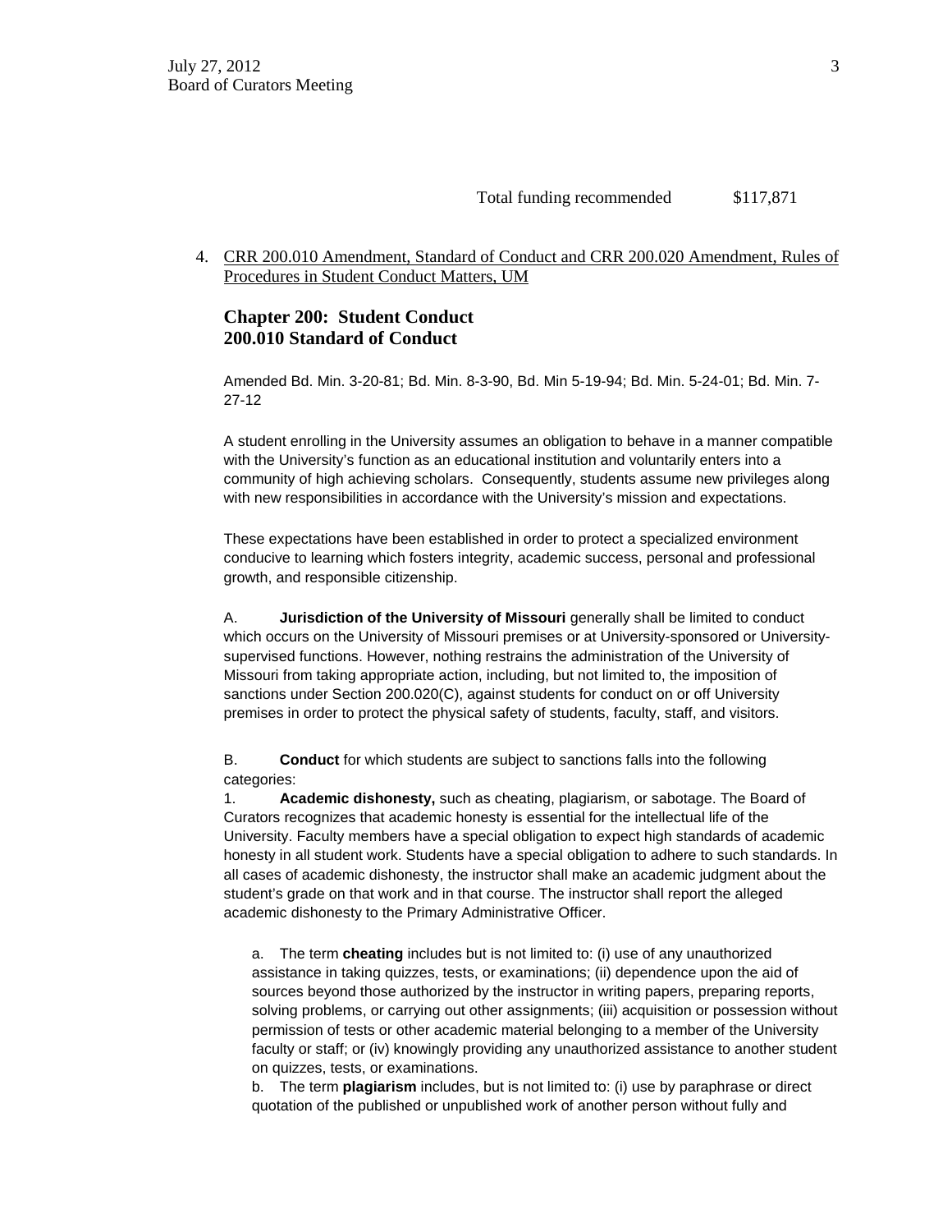Total funding recommended $117,871

4. CRR 200.010 Amendment, Standard of Conduct and CRR 200.020 Amendment, Rules of Procedures in Student Conduct Matters, UM

## Chapter 200: Student Conduct
## 200.010 Standard of Conduct

Amended Bd. Min. 3-20-81; Bd. Min. 8-3-90, Bd. Min 5-19-94; Bd. Min. 5-24-01; Bd. Min. 7-27-12

A student enrolling in the University assumes an obligation to behave in a manner compatible with the University's function as an educational institution and voluntarily enters into a community of high achieving scholars. Consequently, students assume new privileges along with new responsibilities in accordance with the University's mission and expectations.

These expectations have been established in order to protect a specialized environment conducive to learning which fosters integrity, academic success, personal and professional growth, and responsible citizenship.

A. **Jurisdiction of the University of Missouri** generally shall be limited to conduct which occurs on the University of Missouri premises or at University-sponsored or University-supervised functions. However, nothing restrains the administration of the University of Missouri from taking appropriate action, including, but not limited to, the imposition of sanctions under Section 200.020(C), against students for conduct on or off University premises in order to protect the physical safety of students, faculty, staff, and visitors.

B. **Conduct** for which students are subject to sanctions falls into the following categories:

1. **Academic dishonesty,** such as cheating, plagiarism, or sabotage. The Board of Curators recognizes that academic honesty is essential for the intellectual life of the University. Faculty members have a special obligation to expect high standards of academic honesty in all student work. Students have a special obligation to adhere to such standards. In all cases of academic dishonesty, the instructor shall make an academic judgment about the student's grade on that work and in that course. The instructor shall report the alleged academic dishonesty to the Primary Administrative Officer.

   a. The term **cheating** includes but is not limited to: (i) use of any unauthorized assistance in taking quizzes, tests, or examinations; (ii) dependence upon the aid of sources beyond those authorized by the instructor in writing papers, preparing reports, solving problems, or carrying out other assignments; (iii) acquisition or possession without permission of tests or other academic material belonging to a member of the University faculty or staff; or (iv) knowingly providing any unauthorized assistance to another student on quizzes, tests, or examinations.

   b. The term **plagiarism** includes, but is not limited to: (i) use by paraphrase or direct quotation of the published or unpublished work of another person without fully and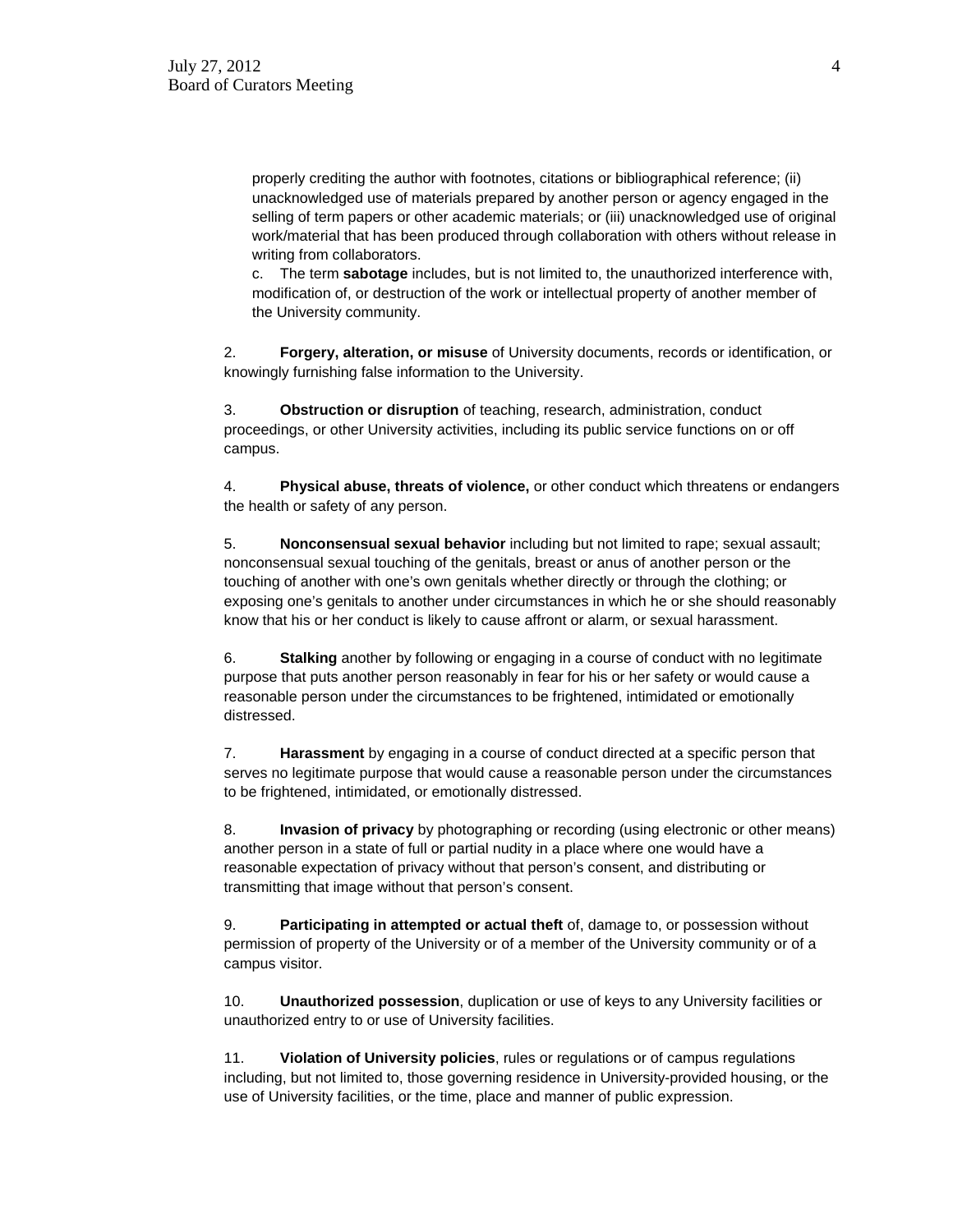properly crediting the author with footnotes, citations or bibliographical reference; (ii) unacknowledged use of materials prepared by another person or agency engaged in the selling of term papers or other academic materials; or (iii) unacknowledged use of original work/material that has been produced through collaboration with others without release in writing from collaborators.

c. The term **sabotage** includes, but is not limited to, the unauthorized interference with, modification of, or destruction of the work or intellectual property of another member of the University community.

2. **Forgery, alteration, or misuse** of University documents, records or identification, or knowingly furnishing false information to the University.

3. **Obstruction or disruption** of teaching, research, administration, conduct proceedings, or other University activities, including its public service functions on or off campus.

4. **Physical abuse, threats of violence,** or other conduct which threatens or endangers the health or safety of any person.

5. **Nonconsensual sexual behavior** including but not limited to rape; sexual assault; nonconsensual sexual touching of the genitals, breast or anus of another person or the touching of another with one's own genitals whether directly or through the clothing; or exposing one's genitals to another under circumstances in which he or she should reasonably know that his or her conduct is likely to cause affront or alarm, or sexual harassment.

6. **Stalking** another by following or engaging in a course of conduct with no legitimate purpose that puts another person reasonably in fear for his or her safety or would cause a reasonable person under the circumstances to be frightened, intimidated or emotionally distressed.

7. **Harassment** by engaging in a course of conduct directed at a specific person that serves no legitimate purpose that would cause a reasonable person under the circumstances to be frightened, intimidated, or emotionally distressed.

8. **Invasion of privacy** by photographing or recording (using electronic or other means) another person in a state of full or partial nudity in a place where one would have a reasonable expectation of privacy without that person's consent, and distributing or transmitting that image without that person's consent.

9. **Participating in attempted or actual theft** of, damage to, or possession without permission of property of the University or of a member of the University community or of a campus visitor.

10. **Unauthorized possession**, duplication or use of keys to any University facilities or unauthorized entry to or use of University facilities.

11. **Violation of University policies**, rules or regulations or of campus regulations including, but not limited to, those governing residence in University-provided housing, or the use of University facilities, or the time, place and manner of public expression.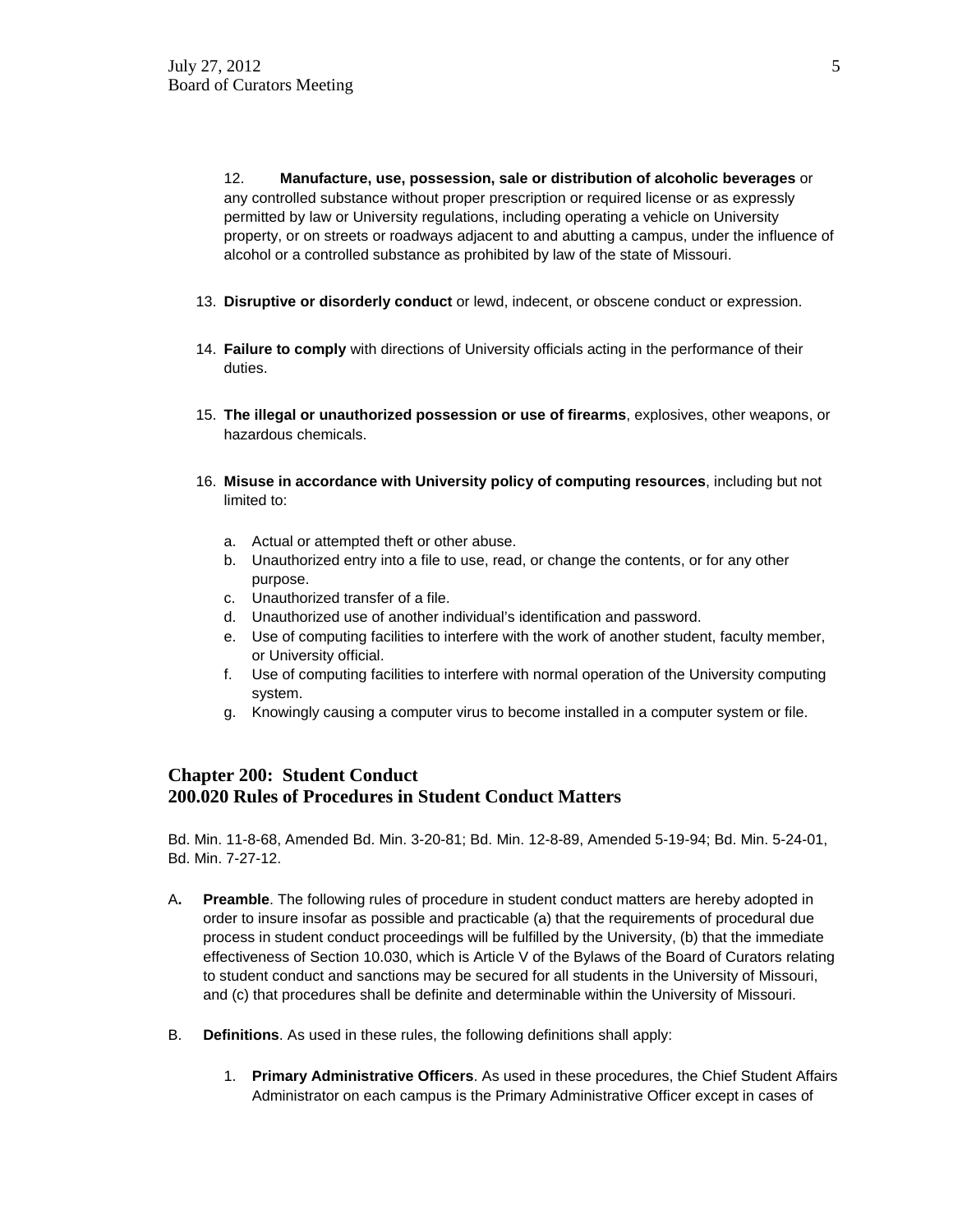12. **Manufacture, use, possession, sale or distribution of alcoholic beverages** or any controlled substance without proper prescription or required license or as expressly permitted by law or University regulations, including operating a vehicle on University property, or on streets or roadways adjacent to and abutting a campus, under the influence of alcohol or a controlled substance as prohibited by law of the state of Missouri.

13. **Disruptive or disorderly conduct** or lewd, indecent, or obscene conduct or expression.

14. **Failure to comply** with directions of University officials acting in the performance of their duties.

15. **The illegal or unauthorized possession or use of firearms**, explosives, other weapons, or hazardous chemicals.

16. **Misuse in accordance with University policy of computing resources**, including but not limited to:

    a. Actual or attempted theft or other abuse.
    b. Unauthorized entry into a file to use, read, or change the contents, or for any other purpose.
    c. Unauthorized transfer of a file.
    d. Unauthorized use of another individual's identification and password.
    e. Use of computing facilities to interfere with the work of another student, faculty member, or University official.
    f. Use of computing facilities to interfere with normal operation of the University computing system.
    g. Knowingly causing a computer virus to become installed in a computer system or file.

## Chapter 200: Student Conduct
## 200.020 Rules of Procedures in Student Conduct Matters

Bd. Min. 11-8-68, Amended Bd. Min. 3-20-81; Bd. Min. 12-8-89, Amended 5-19-94; Bd. Min. 5-24-01, Bd. Min. 7-27-12.

A. **Preamble**. The following rules of procedure in student conduct matters are hereby adopted in order to insure insofar as possible and practicable (a) that the requirements of procedural due process in student conduct proceedings will be fulfilled by the University, (b) that the immediate effectiveness of Section 10.030, which is Article V of the Bylaws of the Board of Curators relating to student conduct and sanctions may be secured for all students in the University of Missouri, and (c) that procedures shall be definite and determinable within the University of Missouri.

B. **Definitions**. As used in these rules, the following definitions shall apply:

    1. **Primary Administrative Officers**. As used in these procedures, the Chief Student Affairs Administrator on each campus is the Primary Administrative Officer except in cases of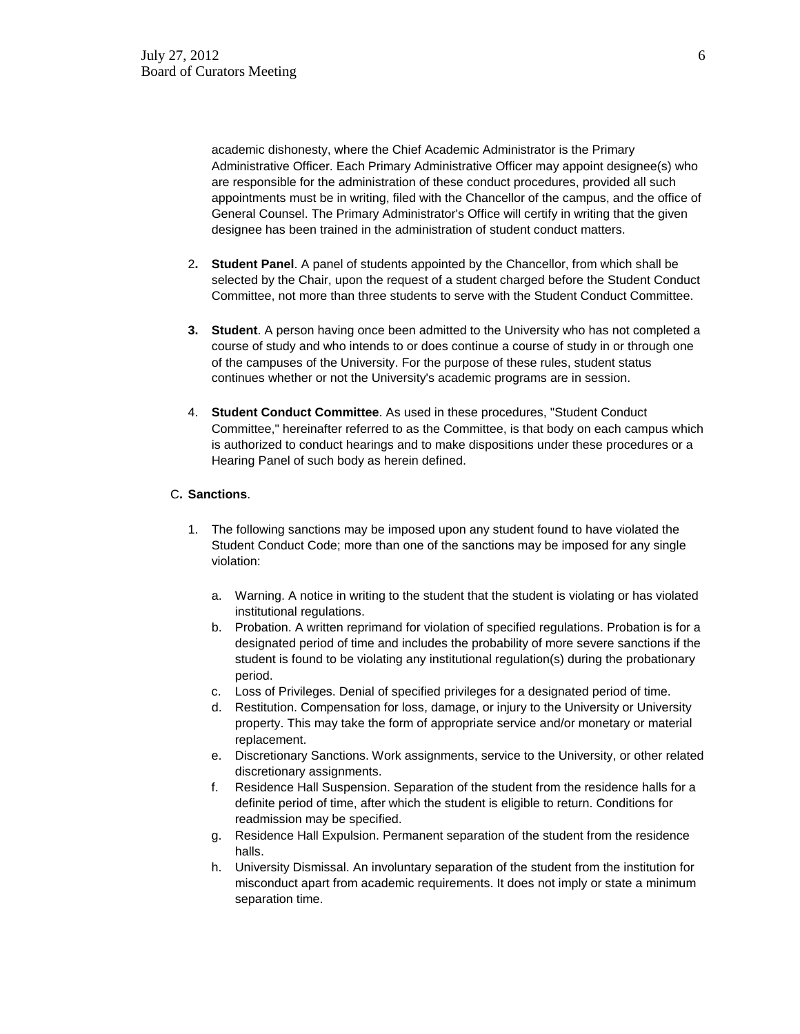academic dishonesty, where the Chief Academic Administrator is the Primary Administrative Officer. Each Primary Administrative Officer may appoint designee(s) who are responsible for the administration of these conduct procedures, provided all such appointments must be in writing, filed with the Chancellor of the campus, and the office of General Counsel. The Primary Administrator's Office will certify in writing that the given designee has been trained in the administration of student conduct matters.

2. **Student Panel**. A panel of students appointed by the Chancellor, from which shall be selected by the Chair, upon the request of a student charged before the Student Conduct Committee, not more than three students to serve with the Student Conduct Committee.

3. **Student**. A person having once been admitted to the University who has not completed a course of study and who intends to or does continue a course of study in or through one of the campuses of the University. For the purpose of these rules, student status continues whether or not the University's academic programs are in session.

4. **Student Conduct Committee**. As used in these procedures, "Student Conduct Committee," hereinafter referred to as the Committee, is that body on each campus which is authorized to conduct hearings and to make dispositions under these procedures or a Hearing Panel of such body as herein defined.

C. **Sanctions**.

1. The following sanctions may be imposed upon any student found to have violated the Student Conduct Code; more than one of the sanctions may be imposed for any single violation:

   a. Warning. A notice in writing to the student that the student is violating or has violated institutional regulations.
   b. Probation. A written reprimand for violation of specified regulations. Probation is for a designated period of time and includes the probability of more severe sanctions if the student is found to be violating any institutional regulation(s) during the probationary period.
   c. Loss of Privileges. Denial of specified privileges for a designated period of time.
   d. Restitution. Compensation for loss, damage, or injury to the University or University property. This may take the form of appropriate service and/or monetary or material replacement.
   e. Discretionary Sanctions. Work assignments, service to the University, or other related discretionary assignments.
   f. Residence Hall Suspension. Separation of the student from the residence halls for a definite period of time, after which the student is eligible to return. Conditions for readmission may be specified.
   g. Residence Hall Expulsion. Permanent separation of the student from the residence halls.
   h. University Dismissal. An involuntary separation of the student from the institution for misconduct apart from academic requirements. It does not imply or state a minimum separation time.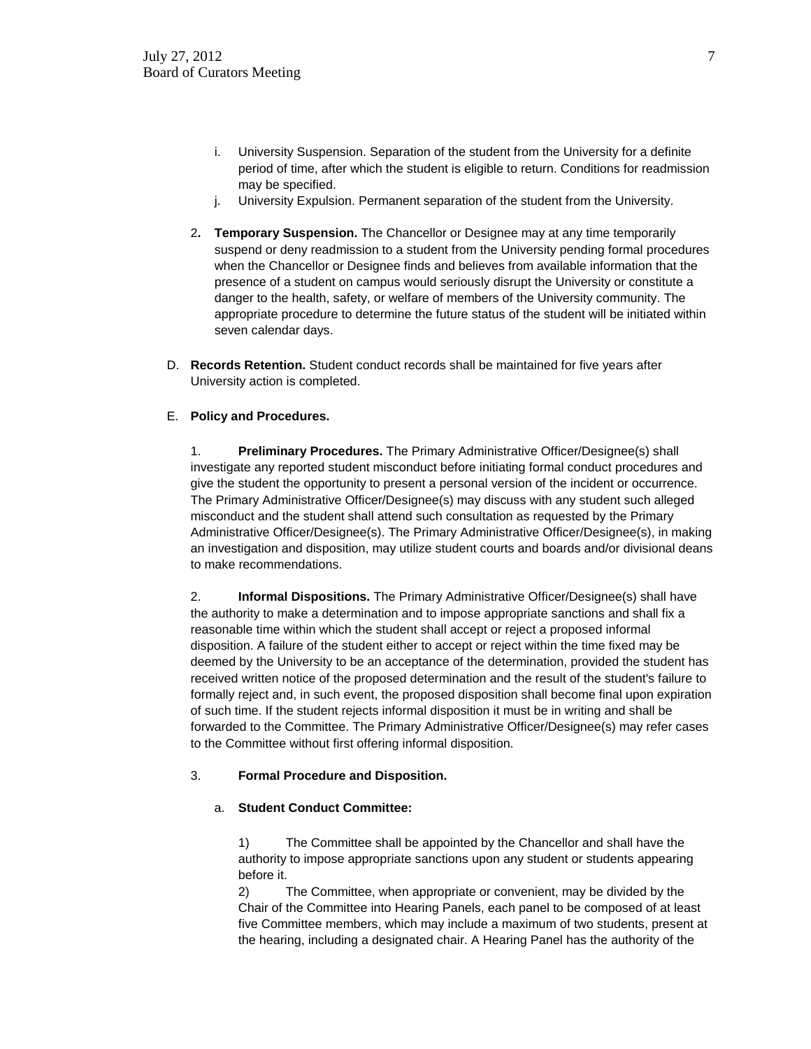i. University Suspension. Separation of the student from the University for a definite period of time, after which the student is eligible to return. Conditions for readmission may be specified.

j. University Expulsion. Permanent separation of the student from the University.

2. **Temporary Suspension.** The Chancellor or Designee may at any time temporarily suspend or deny readmission to a student from the University pending formal procedures when the Chancellor or Designee finds and believes from available information that the presence of a student on campus would seriously disrupt the University or constitute a danger to the health, safety, or welfare of members of the University community. The appropriate procedure to determine the future status of the student will be initiated within seven calendar days.

D. **Records Retention.** Student conduct records shall be maintained for five years after University action is completed.

E. **Policy and Procedures.**

1. **Preliminary Procedures.** The Primary Administrative Officer/Designee(s) shall investigate any reported student misconduct before initiating formal conduct procedures and give the student the opportunity to present a personal version of the incident or occurrence. The Primary Administrative Officer/Designee(s) may discuss with any student such alleged misconduct and the student shall attend such consultation as requested by the Primary Administrative Officer/Designee(s). The Primary Administrative Officer/Designee(s), in making an investigation and disposition, may utilize student courts and boards and/or divisional deans to make recommendations.

2. **Informal Dispositions.** The Primary Administrative Officer/Designee(s) shall have the authority to make a determination and to impose appropriate sanctions and shall fix a reasonable time within which the student shall accept or reject a proposed informal disposition. A failure of the student either to accept or reject within the time fixed may be deemed by the University to be an acceptance of the determination, provided the student has received written notice of the proposed determination and the result of the student's failure to formally reject and, in such event, the proposed disposition shall become final upon expiration of such time. If the student rejects informal disposition it must be in writing and shall be forwarded to the Committee. The Primary Administrative Officer/Designee(s) may refer cases to the Committee without first offering informal disposition.

3. **Formal Procedure and Disposition.**

a. **Student Conduct Committee:**

1) The Committee shall be appointed by the Chancellor and shall have the authority to impose appropriate sanctions upon any student or students appearing before it.

2) The Committee, when appropriate or convenient, may be divided by the Chair of the Committee into Hearing Panels, each panel to be composed of at least five Committee members, which may include a maximum of two students, present at the hearing, including a designated chair. A Hearing Panel has the authority of the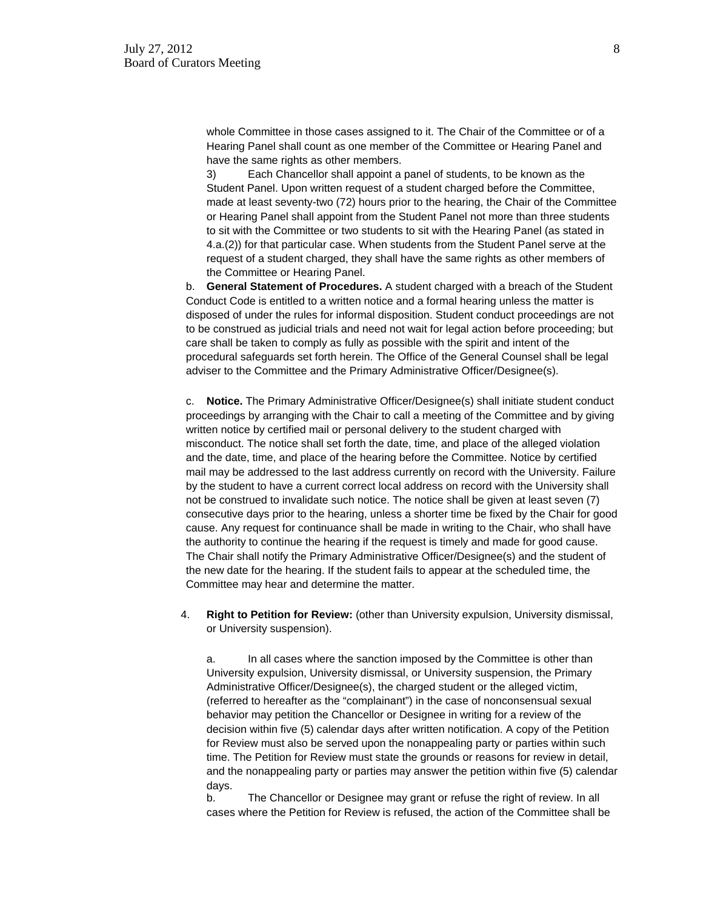whole Committee in those cases assigned to it. The Chair of the Committee or of a Hearing Panel shall count as one member of the Committee or Hearing Panel and have the same rights as other members.

3) Each Chancellor shall appoint a panel of students, to be known as the Student Panel. Upon written request of a student charged before the Committee, made at least seventy-two (72) hours prior to the hearing, the Chair of the Committee or Hearing Panel shall appoint from the Student Panel not more than three students to sit with the Committee or two students to sit with the Hearing Panel (as stated in 4.a.(2)) for that particular case. When students from the Student Panel serve at the request of a student charged, they shall have the same rights as other members of the Committee or Hearing Panel.

b. **General Statement of Procedures.** A student charged with a breach of the Student Conduct Code is entitled to a written notice and a formal hearing unless the matter is disposed of under the rules for informal disposition. Student conduct proceedings are not to be construed as judicial trials and need not wait for legal action before proceeding; but care shall be taken to comply as fully as possible with the spirit and intent of the procedural safeguards set forth herein. The Office of the General Counsel shall be legal adviser to the Committee and the Primary Administrative Officer/Designee(s).

c. **Notice.** The Primary Administrative Officer/Designee(s) shall initiate student conduct proceedings by arranging with the Chair to call a meeting of the Committee and by giving written notice by certified mail or personal delivery to the student charged with misconduct. The notice shall set forth the date, time, and place of the alleged violation and the date, time, and place of the hearing before the Committee. Notice by certified mail may be addressed to the last address currently on record with the University. Failure by the student to have a current correct local address on record with the University shall not be construed to invalidate such notice. The notice shall be given at least seven (7) consecutive days prior to the hearing, unless a shorter time be fixed by the Chair for good cause. Any request for continuance shall be made in writing to the Chair, who shall have the authority to continue the hearing if the request is timely and made for good cause. The Chair shall notify the Primary Administrative Officer/Designee(s) and the student of the new date for the hearing. If the student fails to appear at the scheduled time, the Committee may hear and determine the matter.

4. **Right to Petition for Review:** (other than University expulsion, University dismissal, or University suspension).

a. In all cases where the sanction imposed by the Committee is other than University expulsion, University dismissal, or University suspension, the Primary Administrative Officer/Designee(s), the charged student or the alleged victim, (referred to hereafter as the "complainant") in the case of nonconsensual sexual behavior may petition the Chancellor or Designee in writing for a review of the decision within five (5) calendar days after written notification. A copy of the Petition for Review must also be served upon the nonappealing party or parties within such time. The Petition for Review must state the grounds or reasons for review in detail, and the nonappealing party or parties may answer the petition within five (5) calendar days.

b. The Chancellor or Designee may grant or refuse the right of review. In all cases where the Petition for Review is refused, the action of the Committee shall be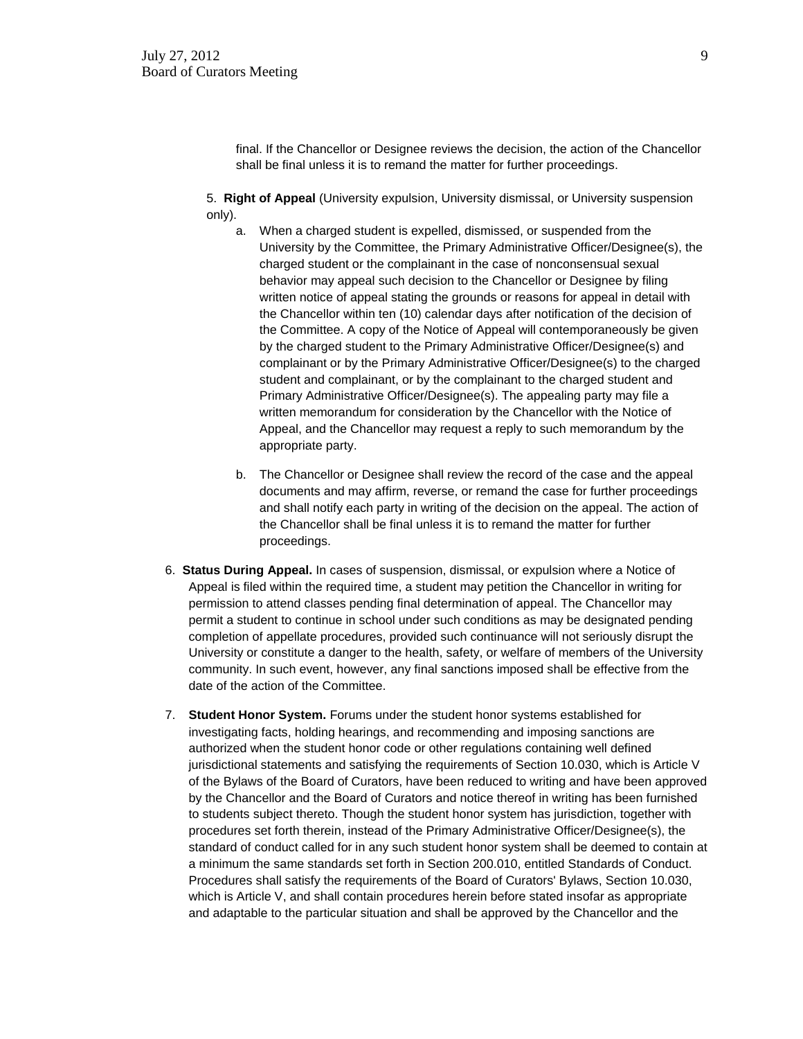final. If the Chancellor or Designee reviews the decision, the action of the Chancellor shall be final unless it is to remand the matter for further proceedings.

5. **Right of Appeal** (University expulsion, University dismissal, or University suspension only).

   a. When a charged student is expelled, dismissed, or suspended from the University by the Committee, the Primary Administrative Officer/Designee(s), the charged student or the complainant in the case of nonconsensual sexual behavior may appeal such decision to the Chancellor or Designee by filing written notice of appeal stating the grounds or reasons for appeal in detail with the Chancellor within ten (10) calendar days after notification of the decision of the Committee. A copy of the Notice of Appeal will contemporaneously be given by the charged student to the Primary Administrative Officer/Designee(s) and complainant or by the Primary Administrative Officer/Designee(s) to the charged student and complainant, or by the complainant to the charged student and Primary Administrative Officer/Designee(s). The appealing party may file a written memorandum for consideration by the Chancellor with the Notice of Appeal, and the Chancellor may request a reply to such memorandum by the appropriate party.

   b. The Chancellor or Designee shall review the record of the case and the appeal documents and may affirm, reverse, or remand the case for further proceedings and shall notify each party in writing of the decision on the appeal. The action of the Chancellor shall be final unless it is to remand the matter for further proceedings.

6. **Status During Appeal.** In cases of suspension, dismissal, or expulsion where a Notice of Appeal is filed within the required time, a student may petition the Chancellor in writing for permission to attend classes pending final determination of appeal. The Chancellor may permit a student to continue in school under such conditions as may be designated pending completion of appellate procedures, provided such continuance will not seriously disrupt the University or constitute a danger to the health, safety, or welfare of members of the University community. In such event, however, any final sanctions imposed shall be effective from the date of the action of the Committee.

7. **Student Honor System.** Forums under the student honor systems established for investigating facts, holding hearings, and recommending and imposing sanctions are authorized when the student honor code or other regulations containing well defined jurisdictional statements and satisfying the requirements of Section 10.030, which is Article V of the Bylaws of the Board of Curators, have been reduced to writing and have been approved by the Chancellor and the Board of Curators and notice thereof in writing has been furnished to students subject thereto. Though the student honor system has jurisdiction, together with procedures set forth therein, instead of the Primary Administrative Officer/Designee(s), the standard of conduct called for in any such student honor system shall be deemed to contain at a minimum the same standards set forth in Section 200.010, entitled Standards of Conduct. Procedures shall satisfy the requirements of the Board of Curators' Bylaws, Section 10.030, which is Article V, and shall contain procedures herein before stated insofar as appropriate and adaptable to the particular situation and shall be approved by the Chancellor and the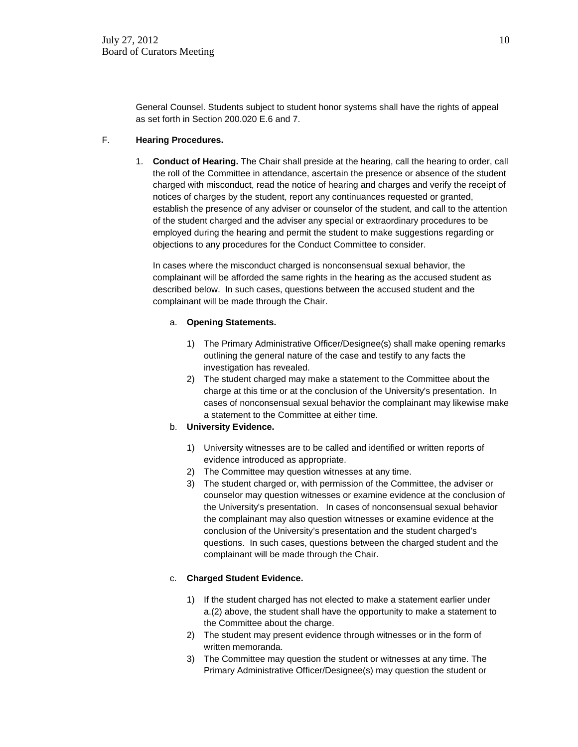General Counsel. Students subject to student honor systems shall have the rights of appeal as set forth in Section 200.020 E.6 and 7.

F. **Hearing Procedures.**

1. **Conduct of Hearing.** The Chair shall preside at the hearing, call the hearing to order, call the roll of the Committee in attendance, ascertain the presence or absence of the student charged with misconduct, read the notice of hearing and charges and verify the receipt of notices of charges by the student, report any continuances requested or granted, establish the presence of any adviser or counselor of the student, and call to the attention of the student charged and the adviser any special or extraordinary procedures to be employed during the hearing and permit the student to make suggestions regarding or objections to any procedures for the Conduct Committee to consider.

   In cases where the misconduct charged is nonconsensual sexual behavior, the complainant will be afforded the same rights in the hearing as the accused student as described below. In such cases, questions between the accused student and the complainant will be made through the Chair.

   a. **Opening Statements.**

      1) The Primary Administrative Officer/Designee(s) shall make opening remarks outlining the general nature of the case and testify to any facts the investigation has revealed.
      2) The student charged may make a statement to the Committee about the charge at this time or at the conclusion of the University's presentation. In cases of nonconsensual sexual behavior the complainant may likewise make a statement to the Committee at either time.

   b. **University Evidence.**

      1) University witnesses are to be called and identified or written reports of evidence introduced as appropriate.
      2) The Committee may question witnesses at any time.
      3) The student charged or, with permission of the Committee, the adviser or counselor may question witnesses or examine evidence at the conclusion of the University's presentation. In cases of nonconsensual sexual behavior the complainant may also question witnesses or examine evidence at the conclusion of the University's presentation and the student charged's questions. In such cases, questions between the charged student and the complainant will be made through the Chair.

   c. **Charged Student Evidence.**

      1) If the student charged has not elected to make a statement earlier under a.(2) above, the student shall have the opportunity to make a statement to the Committee about the charge.
      2) The student may present evidence through witnesses or in the form of written memoranda.
      3) The Committee may question the student or witnesses at any time. The Primary Administrative Officer/Designee(s) may question the student or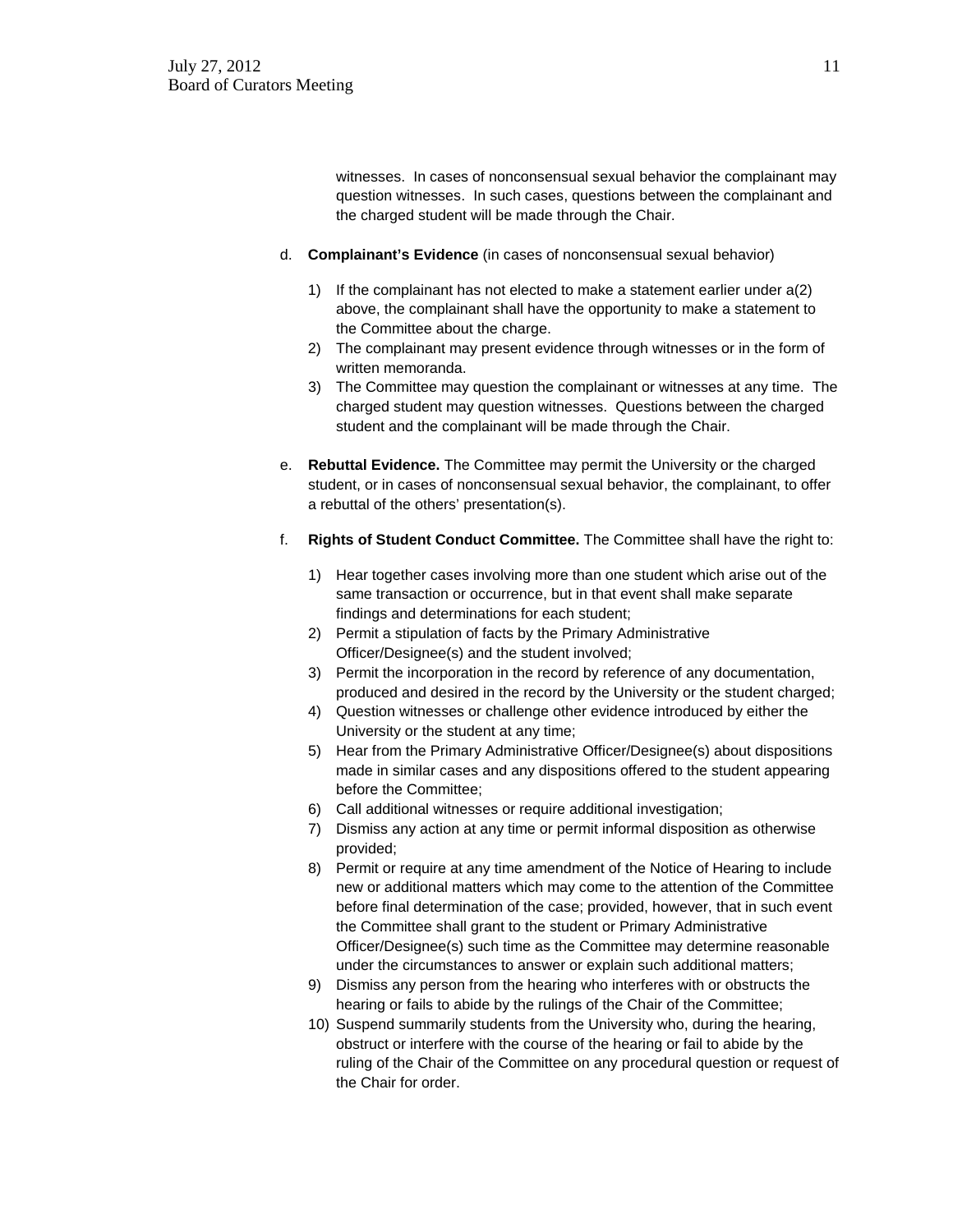witnesses. In cases of nonconsensual sexual behavior the complainant may question witnesses. In such cases, questions between the complainant and the charged student will be made through the Chair.

d. **Complainant's Evidence** (in cases of nonconsensual sexual behavior)

   1) If the complainant has not elected to make a statement earlier under a(2) above, the complainant shall have the opportunity to make a statement to the Committee about the charge.
   2) The complainant may present evidence through witnesses or in the form of written memoranda.
   3) The Committee may question the complainant or witnesses at any time. The charged student may question witnesses. Questions between the charged student and the complainant will be made through the Chair.

e. **Rebuttal Evidence.** The Committee may permit the University or the charged student, or in cases of nonconsensual sexual behavior, the complainant, to offer a rebuttal of the others' presentation(s).

f. **Rights of Student Conduct Committee.** The Committee shall have the right to:

   1) Hear together cases involving more than one student which arise out of the same transaction or occurrence, but in that event shall make separate findings and determinations for each student;
   2) Permit a stipulation of facts by the Primary Administrative Officer/Designee(s) and the student involved;
   3) Permit the incorporation in the record by reference of any documentation, produced and desired in the record by the University or the student charged;
   4) Question witnesses or challenge other evidence introduced by either the University or the student at any time;
   5) Hear from the Primary Administrative Officer/Designee(s) about dispositions made in similar cases and any dispositions offered to the student appearing before the Committee;
   6) Call additional witnesses or require additional investigation;
   7) Dismiss any action at any time or permit informal disposition as otherwise provided;
   8) Permit or require at any time amendment of the Notice of Hearing to include new or additional matters which may come to the attention of the Committee before final determination of the case; provided, however, that in such event the Committee shall grant to the student or Primary Administrative Officer/Designee(s) such time as the Committee may determine reasonable under the circumstances to answer or explain such additional matters;
   9) Dismiss any person from the hearing who interferes with or obstructs the hearing or fails to abide by the rulings of the Chair of the Committee;
   10) Suspend summarily students from the University who, during the hearing, obstruct or interfere with the course of the hearing or fail to abide by the ruling of the Chair of the Committee on any procedural question or request of the Chair for order.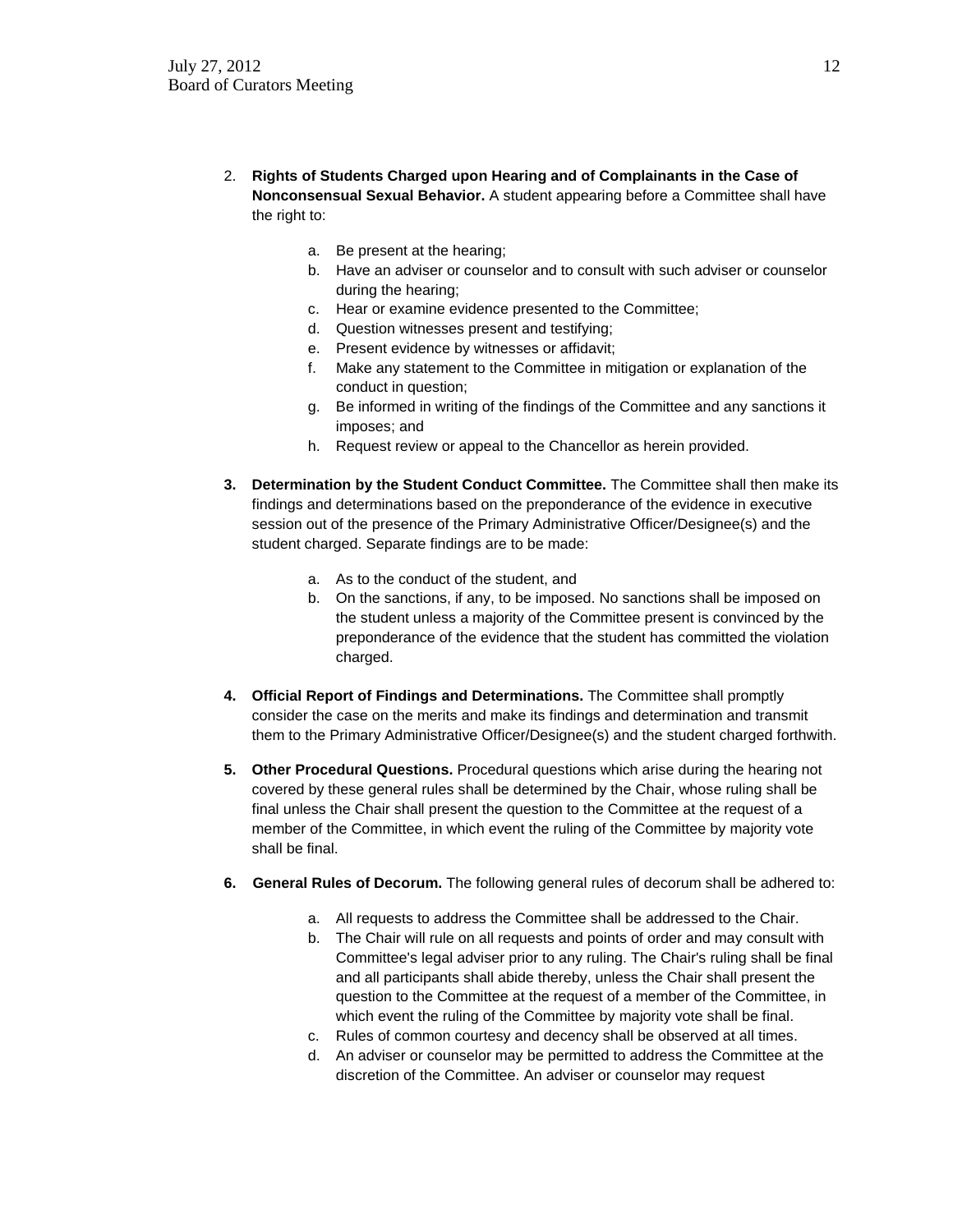2. **Rights of Students Charged upon Hearing and of Complainants in the Case of Nonconsensual Sexual Behavior.** A student appearing before a Committee shall have the right to:

   a. Be present at the hearing;
   b. Have an adviser or counselor and to consult with such adviser or counselor during the hearing;
   c. Hear or examine evidence presented to the Committee;
   d. Question witnesses present and testifying;
   e. Present evidence by witnesses or affidavit;
   f. Make any statement to the Committee in mitigation or explanation of the conduct in question;
   g. Be informed in writing of the findings of the Committee and any sanctions it imposes; and
   h. Request review or appeal to the Chancellor as herein provided.

3. **Determination by the Student Conduct Committee.** The Committee shall then make its findings and determinations based on the preponderance of the evidence in executive session out of the presence of the Primary Administrative Officer/Designee(s) and the student charged. Separate findings are to be made:

   a. As to the conduct of the student, and
   b. On the sanctions, if any, to be imposed. No sanctions shall be imposed on the student unless a majority of the Committee present is convinced by the preponderance of the evidence that the student has committed the violation charged.

4. **Official Report of Findings and Determinations.** The Committee shall promptly consider the case on the merits and make its findings and determination and transmit them to the Primary Administrative Officer/Designee(s) and the student charged forthwith.

5. **Other Procedural Questions.** Procedural questions which arise during the hearing not covered by these general rules shall be determined by the Chair, whose ruling shall be final unless the Chair shall present the question to the Committee at the request of a member of the Committee, in which event the ruling of the Committee by majority vote shall be final.

6. **General Rules of Decorum.** The following general rules of decorum shall be adhered to:

   a. All requests to address the Committee shall be addressed to the Chair.
   b. The Chair will rule on all requests and points of order and may consult with Committee's legal adviser prior to any ruling. The Chair's ruling shall be final and all participants shall abide thereby, unless the Chair shall present the question to the Committee at the request of a member of the Committee, in which event the ruling of the Committee by majority vote shall be final.
   c. Rules of common courtesy and decency shall be observed at all times.
   d. An adviser or counselor may be permitted to address the Committee at the discretion of the Committee. An adviser or counselor may request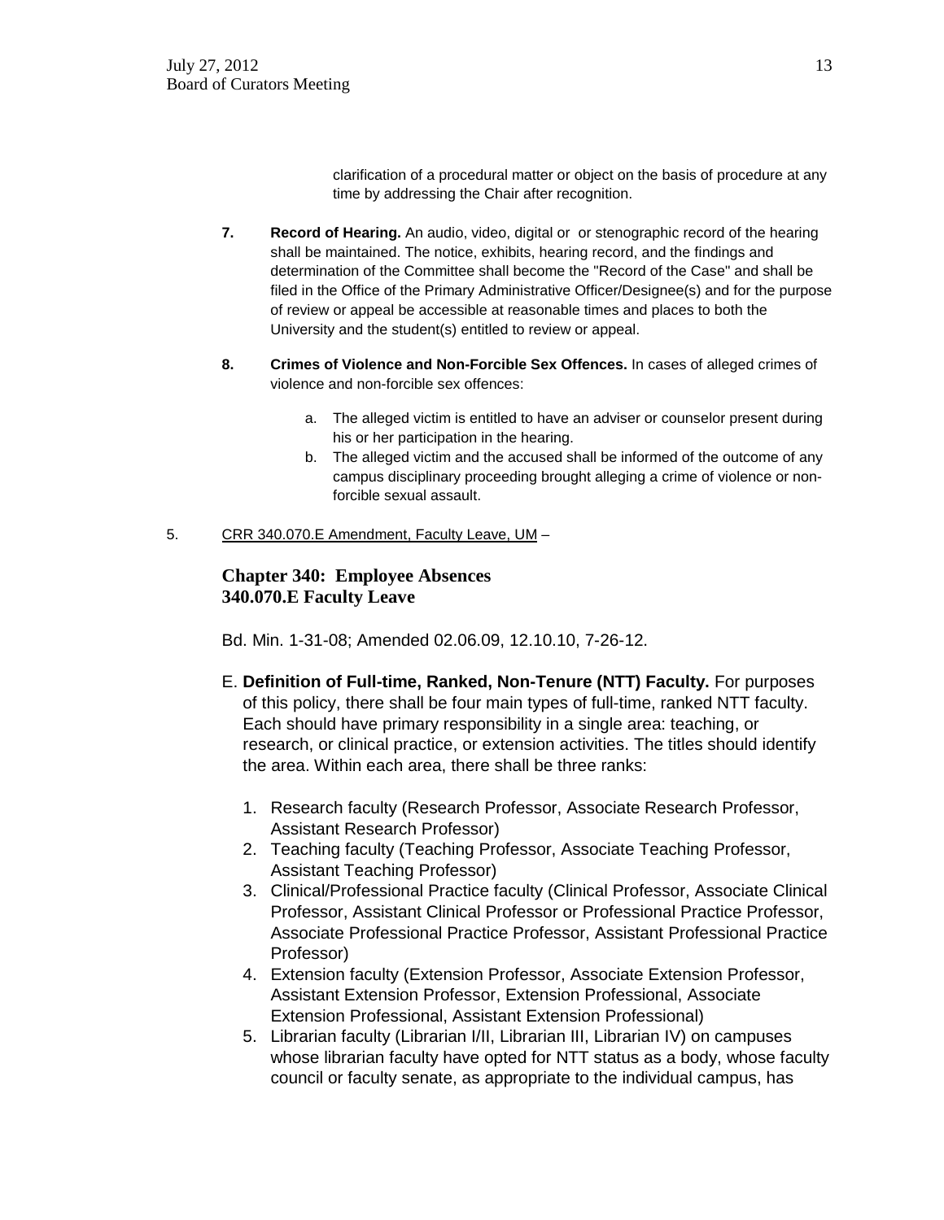clarification of a procedural matter or object on the basis of procedure at any time by addressing the Chair after recognition.

7. **Record of Hearing.** An audio, video, digital or  or stenographic record of the hearing shall be maintained. The notice, exhibits, hearing record, and the findings and determination of the Committee shall become the "Record of the Case" and shall be filed in the Office of the Primary Administrative Officer/Designee(s) and for the purpose of review or appeal be accessible at reasonable times and places to both the University and the student(s) entitled to review or appeal.

8. **Crimes of Violence and Non-Forcible Sex Offences.** In cases of alleged crimes of violence and non-forcible sex offences:

   a. The alleged victim is entitled to have an adviser or counselor present during his or her participation in the hearing.
   b. The alleged victim and the accused shall be informed of the outcome of any campus disciplinary proceeding brought alleging a crime of violence or non-forcible sexual assault.

5. CRR 340.070.E Amendment, Faculty Leave, UM –

## Chapter 340: Employee Absences
## 340.070.E Faculty Leave

Bd. Min. 1-31-08; Amended 02.06.09, 12.10.10, 7-26-12.

E. **Definition of Full-time, Ranked, Non-Tenure (NTT) Faculty.** For purposes of this policy, there shall be four main types of full-time, ranked NTT faculty. Each should have primary responsibility in a single area: teaching, or research, or clinical practice, or extension activities. The titles should identify the area. Within each area, there shall be three ranks:

1. Research faculty (Research Professor, Associate Research Professor, Assistant Research Professor)
2. Teaching faculty (Teaching Professor, Associate Teaching Professor, Assistant Teaching Professor)
3. Clinical/Professional Practice faculty (Clinical Professor, Associate Clinical Professor, Assistant Clinical Professor or Professional Practice Professor, Associate Professional Practice Professor, Assistant Professional Practice Professor)
4. Extension faculty (Extension Professor, Associate Extension Professor, Assistant Extension Professor, Extension Professional, Associate Extension Professional, Assistant Extension Professional)
5. Librarian faculty (Librarian I/II, Librarian III, Librarian IV) on campuses whose librarian faculty have opted for NTT status as a body, whose faculty council or faculty senate, as appropriate to the individual campus, has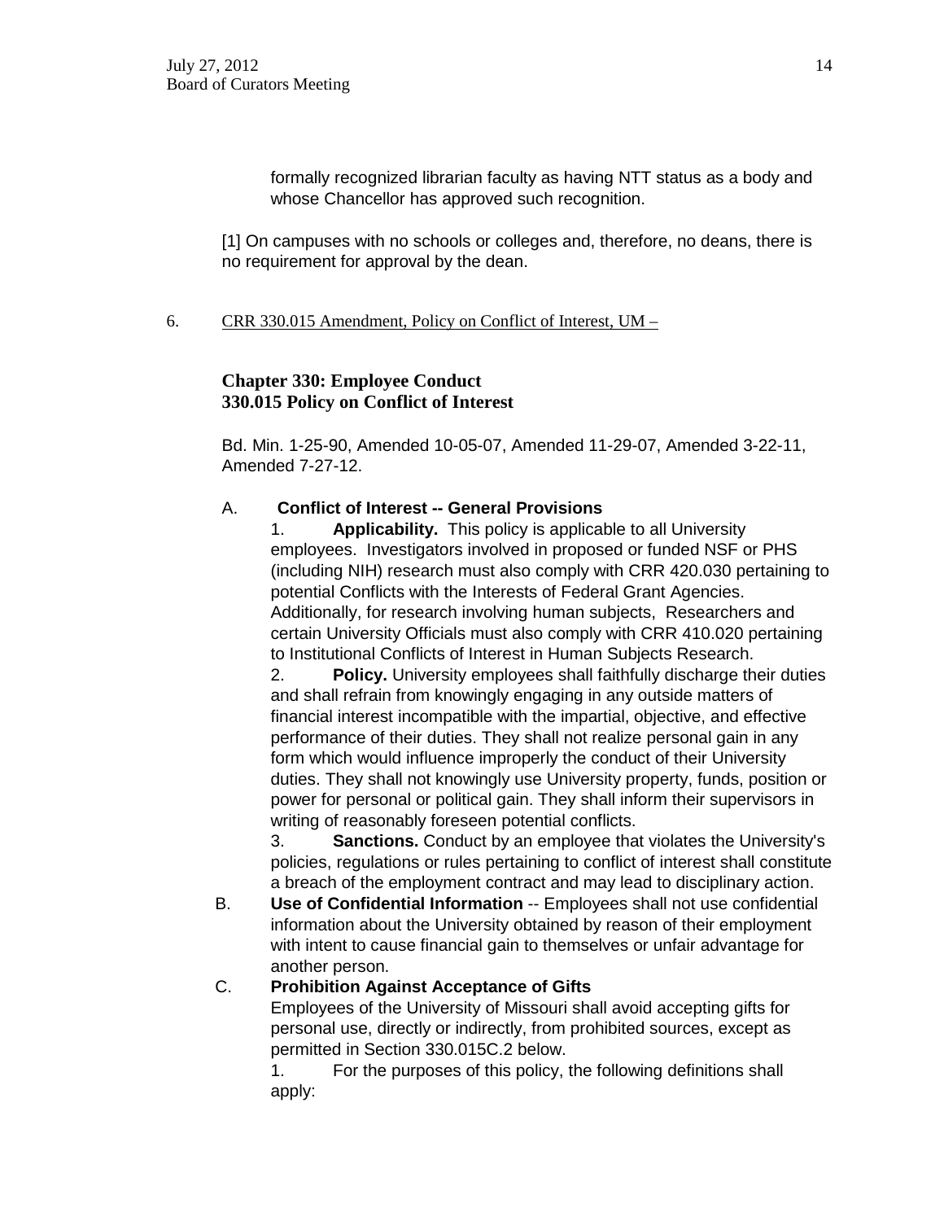formally recognized librarian faculty as having NTT status as a body and whose Chancellor has approved such recognition.

[1] On campuses with no schools or colleges and, therefore, no deans, there is no requirement for approval by the dean.

6. CRR 330.015 Amendment, Policy on Conflict of Interest, UM –

## Chapter 330: Employee Conduct
## 330.015 Policy on Conflict of Interest

Bd. Min. 1-25-90, Amended 10-05-07, Amended 11-29-07, Amended 3-22-11, Amended 7-27-12.

A. **Conflict of Interest -- General Provisions**

1. **Applicability.** This policy is applicable to all University employees. Investigators involved in proposed or funded NSF or PHS (including NIH) research must also comply with CRR 420.030 pertaining to potential Conflicts with the Interests of Federal Grant Agencies. Additionally, for research involving human subjects, Researchers and certain University Officials must also comply with CRR 410.020 pertaining to Institutional Conflicts of Interest in Human Subjects Research.
2. **Policy.** University employees shall faithfully discharge their duties and shall refrain from knowingly engaging in any outside matters of financial interest incompatible with the impartial, objective, and effective performance of their duties. They shall not realize personal gain in any form which would influence improperly the conduct of their University duties. They shall not knowingly use University property, funds, position or power for personal or political gain. They shall inform their supervisors in writing of reasonably foreseen potential conflicts.
3. **Sanctions.** Conduct by an employee that violates the University's policies, regulations or rules pertaining to conflict of interest shall constitute a breach of the employment contract and may lead to disciplinary action.

B. **Use of Confidential Information** -- Employees shall not use confidential information about the University obtained by reason of their employment with intent to cause financial gain to themselves or unfair advantage for another person.

C. **Prohibition Against Acceptance of Gifts**

Employees of the University of Missouri shall avoid accepting gifts for personal use, directly or indirectly, from prohibited sources, except as permitted in Section 330.015C.2 below.

1. For the purposes of this policy, the following definitions shall apply: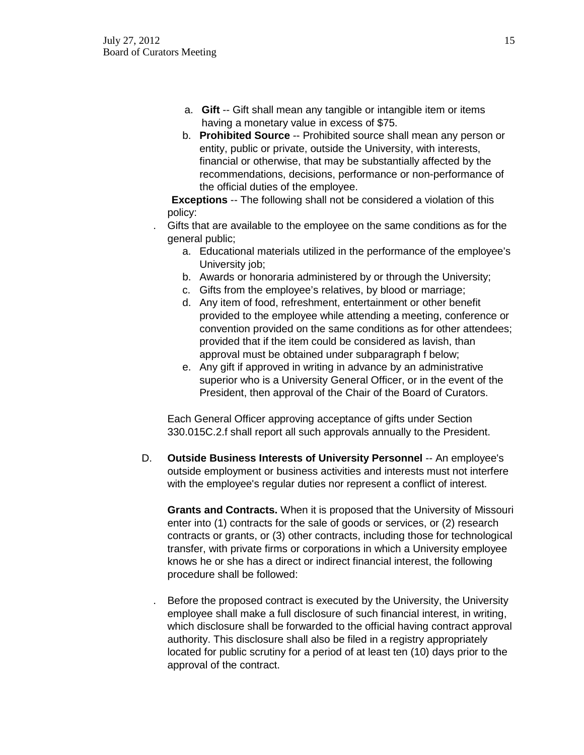a. **Gift** -- Gift shall mean any tangible or intangible item or items having a monetary value in excess of $75.

b. **Prohibited Source** -- Prohibited source shall mean any person or entity, public or private, outside the University, with interests, financial or otherwise, that may be substantially affected by the recommendations, decisions, performance or non-performance of the official duties of the employee.

**Exceptions** -- The following shall not be considered a violation of this policy:

. Gifts that are available to the employee on the same conditions as for the general public;

a. Educational materials utilized in the performance of the employee's University job;

b. Awards or honoraria administered by or through the University;

c. Gifts from the employee's relatives, by blood or marriage;

d. Any item of food, refreshment, entertainment or other benefit provided to the employee while attending a meeting, conference or convention provided on the same conditions as for other attendees; provided that if the item could be considered as lavish, than approval must be obtained under subparagraph f below;

e. Any gift if approved in writing in advance by an administrative superior who is a University General Officer, or in the event of the President, then approval of the Chair of the Board of Curators.

Each General Officer approving acceptance of gifts under Section 330.015C.2.f shall report all such approvals annually to the President.

D. **Outside Business Interests of University Personnel** -- An employee's outside employment or business activities and interests must not interfere with the employee's regular duties nor represent a conflict of interest.

**Grants and Contracts.** When it is proposed that the University of Missouri enter into (1) contracts for the sale of goods or services, or (2) research contracts or grants, or (3) other contracts, including those for technological transfer, with private firms or corporations in which a University employee knows he or she has a direct or indirect financial interest, the following procedure shall be followed:

. Before the proposed contract is executed by the University, the University employee shall make a full disclosure of such financial interest, in writing, which disclosure shall be forwarded to the official having contract approval authority. This disclosure shall also be filed in a registry appropriately located for public scrutiny for a period of at least ten (10) days prior to the approval of the contract.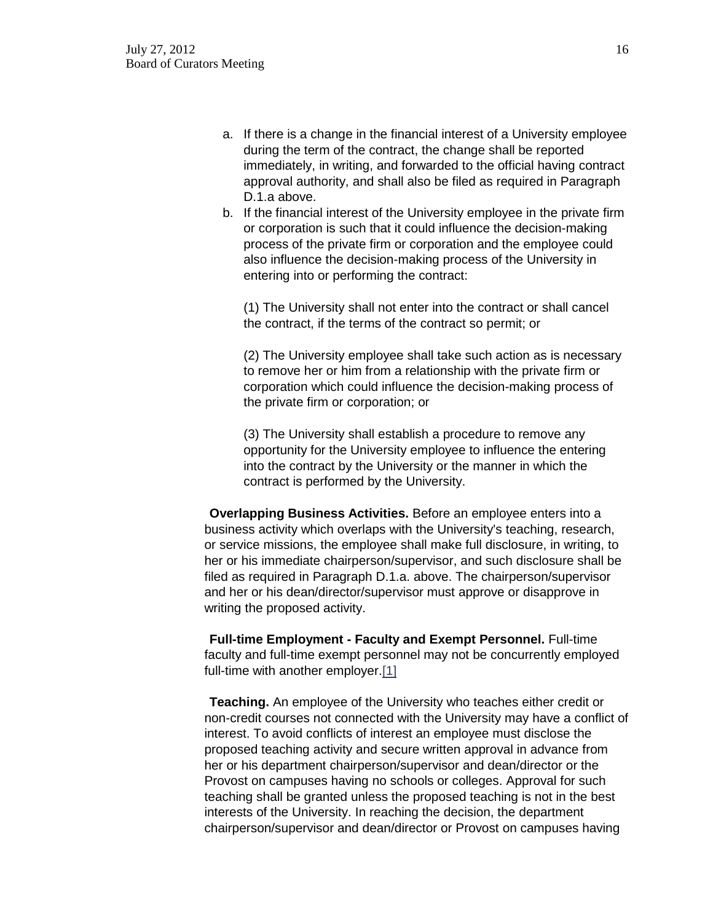a. If there is a change in the financial interest of a University employee during the term of the contract, the change shall be reported immediately, in writing, and forwarded to the official having contract approval authority, and shall also be filed as required in Paragraph D.1.a above.
b. If the financial interest of the University employee in the private firm or corporation is such that it could influence the decision-making process of the private firm or corporation and the employee could also influence the decision-making process of the University in entering into or performing the contract:

   (1) The University shall not enter into the contract or shall cancel the contract, if the terms of the contract so permit; or

   (2) The University employee shall take such action as is necessary to remove her or him from a relationship with the private firm or corporation which could influence the decision-making process of the private firm or corporation; or

   (3) The University shall establish a procedure to remove any opportunity for the University employee to influence the entering into the contract by the University or the manner in which the contract is performed by the University.

**Overlapping Business Activities.** Before an employee enters into a business activity which overlaps with the University's teaching, research, or service missions, the employee shall make full disclosure, in writing, to her or his immediate chairperson/supervisor, and such disclosure shall be filed as required in Paragraph D.1.a. above. The chairperson/supervisor and her or his dean/director/supervisor must approve or disapprove in writing the proposed activity.

**Full-time Employment - Faculty and Exempt Personnel.** Full-time faculty and full-time exempt personnel may not be concurrently employed full-time with another employer.[1]

**Teaching.** An employee of the University who teaches either credit or non-credit courses not connected with the University may have a conflict of interest. To avoid conflicts of interest an employee must disclose the proposed teaching activity and secure written approval in advance from her or his department chairperson/supervisor and dean/director or the Provost on campuses having no schools or colleges. Approval for such teaching shall be granted unless the proposed teaching is not in the best interests of the University. In reaching the decision, the department chairperson/supervisor and dean/director or Provost on campuses having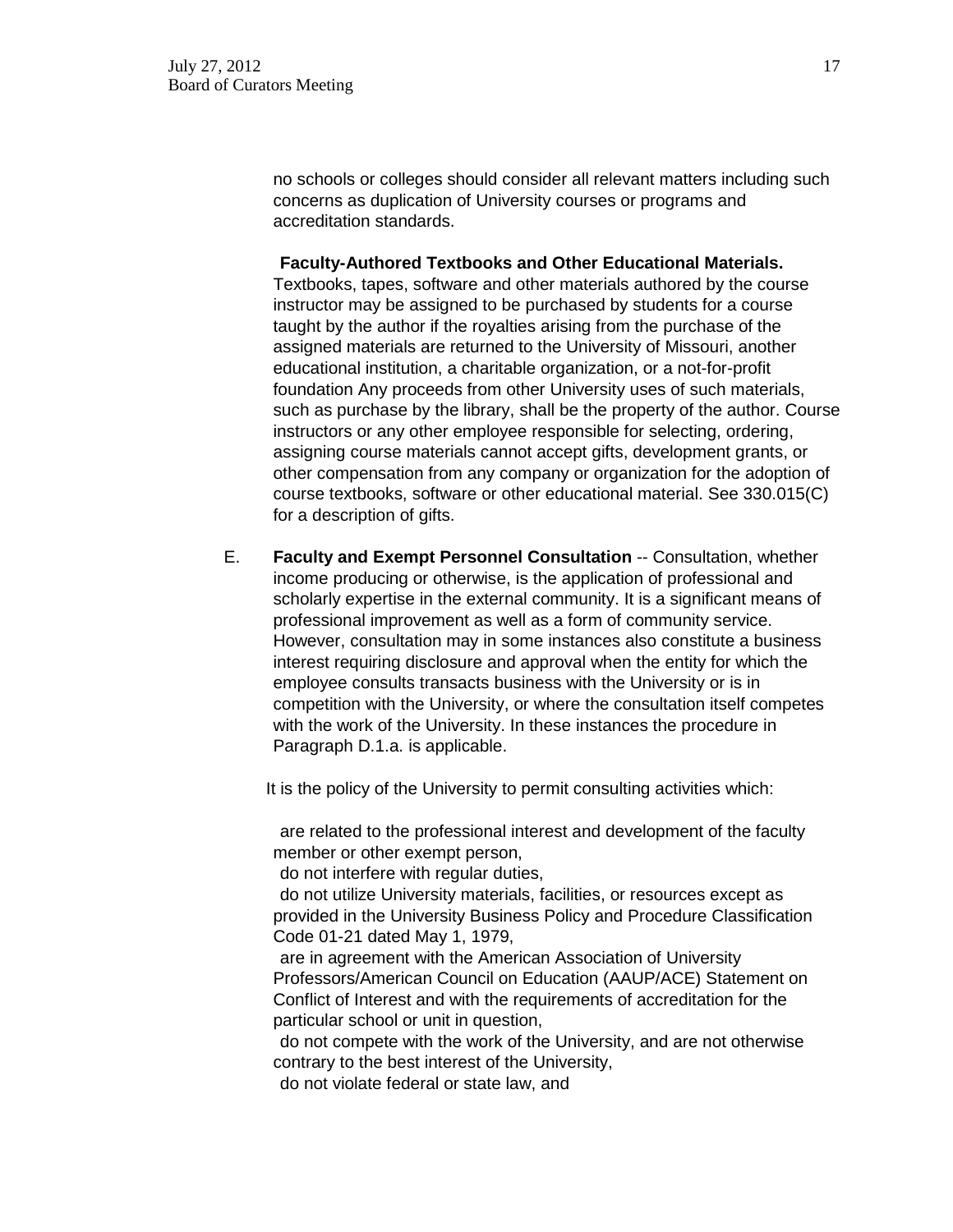no schools or colleges should consider all relevant matters including such concerns as duplication of University courses or programs and accreditation standards.

**Faculty-Authored Textbooks and Other Educational Materials.** Textbooks, tapes, software and other materials authored by the course instructor may be assigned to be purchased by students for a course taught by the author if the royalties arising from the purchase of the assigned materials are returned to the University of Missouri, another educational institution, a charitable organization, or a not-for-profit foundation Any proceeds from other University uses of such materials, such as purchase by the library, shall be the property of the author. Course instructors or any other employee responsible for selecting, ordering, assigning course materials cannot accept gifts, development grants, or other compensation from any company or organization for the adoption of course textbooks, software or other educational material. See 330.015(C) for a description of gifts.

E. **Faculty and Exempt Personnel Consultation** -- Consultation, whether income producing or otherwise, is the application of professional and scholarly expertise in the external community. It is a significant means of professional improvement as well as a form of community service. However, consultation may in some instances also constitute a business interest requiring disclosure and approval when the entity for which the employee consults transacts business with the University or is in competition with the University, or where the consultation itself competes with the work of the University. In these instances the procedure in Paragraph D.1.a. is applicable.

It is the policy of the University to permit consulting activities which:

are related to the professional interest and development of the faculty member or other exempt person,

do not interfere with regular duties,

do not utilize University materials, facilities, or resources except as provided in the University Business Policy and Procedure Classification Code 01-21 dated May 1, 1979,

are in agreement with the American Association of University Professors/American Council on Education (AAUP/ACE) Statement on Conflict of Interest and with the requirements of accreditation for the particular school or unit in question,

do not compete with the work of the University, and are not otherwise contrary to the best interest of the University,

do not violate federal or state law, and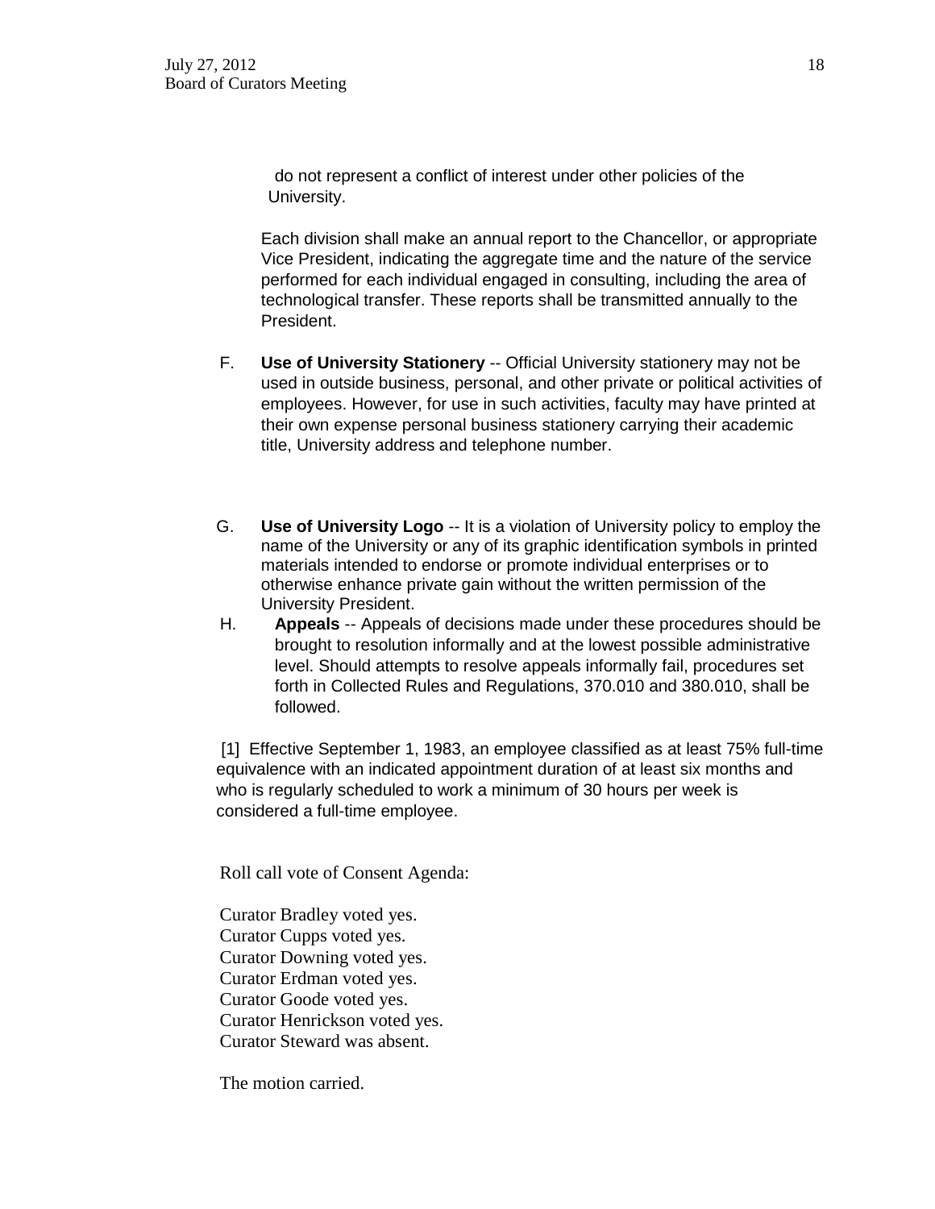do not represent a conflict of interest under other policies of the University.

Each division shall make an annual report to the Chancellor, or appropriate Vice President, indicating the aggregate time and the nature of the service performed for each individual engaged in consulting, including the area of technological transfer. These reports shall be transmitted annually to the President.

F. **Use of University Stationery** -- Official University stationery may not be used in outside business, personal, and other private or political activities of employees. However, for use in such activities, faculty may have printed at their own expense personal business stationery carrying their academic title, University address and telephone number.

G. **Use of University Logo** -- It is a violation of University policy to employ the name of the University or any of its graphic identification symbols in printed materials intended to endorse or promote individual enterprises or to otherwise enhance private gain without the written permission of the University President.

H. **Appeals** -- Appeals of decisions made under these procedures should be brought to resolution informally and at the lowest possible administrative level. Should attempts to resolve appeals informally fail, procedures set forth in Collected Rules and Regulations, 370.010 and 380.010, shall be followed.

[1] Effective September 1, 1983, an employee classified as at least 75% full-time equivalence with an indicated appointment duration of at least six months and who is regularly scheduled to work a minimum of 30 hours per week is considered a full-time employee.

Roll call vote of Consent Agenda:

Curator Bradley voted yes.
Curator Cupps voted yes.
Curator Downing voted yes.
Curator Erdman voted yes.
Curator Goode voted yes.
Curator Henrickson voted yes.
Curator Steward was absent.

The motion carried.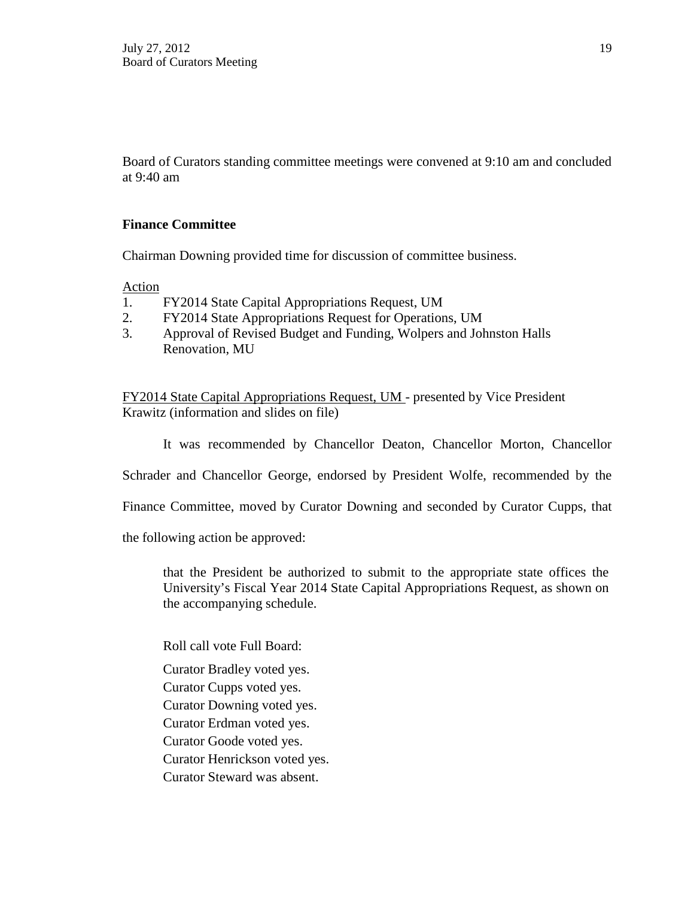Board of Curators standing committee meetings were convened at 9:10 am and concluded at 9:40 am

**Finance Committee**

Chairman Downing provided time for discussion of committee business.

Action

1. FY2014 State Capital Appropriations Request, UM
2. FY2014 State Appropriations Request for Operations, UM
3. Approval of Revised Budget and Funding, Wolpers and Johnston Halls Renovation, MU

FY2014 State Capital Appropriations Request, UM - presented by Vice President Krawitz (information and slides on file)

It was recommended by Chancellor Deaton, Chancellor Morton, Chancellor Schrader and Chancellor George, endorsed by President Wolfe, recommended by the Finance Committee, moved by Curator Downing and seconded by Curator Cupps, that the following action be approved:

> that the President be authorized to submit to the appropriate state offices the University's Fiscal Year 2014 State Capital Appropriations Request, as shown on the accompanying schedule.
>
> Roll call vote Full Board:
>
> Curator Bradley voted yes.
> Curator Cupps voted yes.
> Curator Downing voted yes.
> Curator Erdman voted yes.
> Curator Goode voted yes.
> Curator Henrickson voted yes.
> Curator Steward was absent.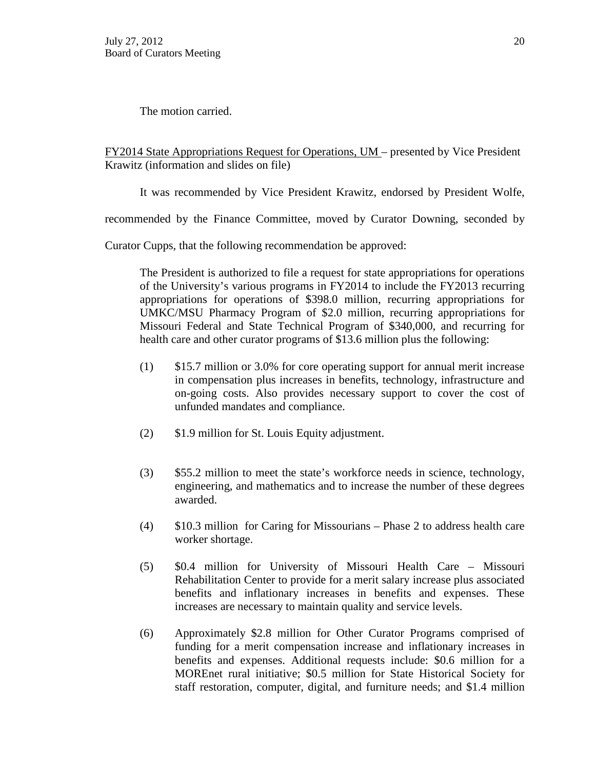The motion carried.

<u>FY2014 State Appropriations Request for Operations, UM</u> – presented by Vice President Krawitz (information and slides on file)

It was recommended by Vice President Krawitz, endorsed by President Wolfe, recommended by the Finance Committee, moved by Curator Downing, seconded by Curator Cupps, that the following recommendation be approved:

> The President is authorized to file a request for state appropriations for operations of the University's various programs in FY2014 to include the FY2013 recurring appropriations for operations of $398.0 million, recurring appropriations for UMKC/MSU Pharmacy Program of $2.0 million, recurring appropriations for Missouri Federal and State Technical Program of $340,000, and recurring for health care and other curator programs of $13.6 million plus the following:
>
> (1) $15.7 million or 3.0% for core operating support for annual merit increase in compensation plus increases in benefits, technology, infrastructure and on-going costs. Also provides necessary support to cover the cost of unfunded mandates and compliance.
>
> (2) $1.9 million for St. Louis Equity adjustment.
>
> (3) $55.2 million to meet the state's workforce needs in science, technology, engineering, and mathematics and to increase the number of these degrees awarded.
>
> (4) $10.3 million for Caring for Missourians – Phase 2 to address health care worker shortage.
>
> (5) $0.4 million for University of Missouri Health Care – Missouri Rehabilitation Center to provide for a merit salary increase plus associated benefits and inflationary increases in benefits and expenses. These increases are necessary to maintain quality and service levels.
>
> (6) Approximately $2.8 million for Other Curator Programs comprised of funding for a merit compensation increase and inflationary increases in benefits and expenses. Additional requests include: $0.6 million for a MOREnet rural initiative; $0.5 million for State Historical Society for staff restoration, computer, digital, and furniture needs; and $1.4 million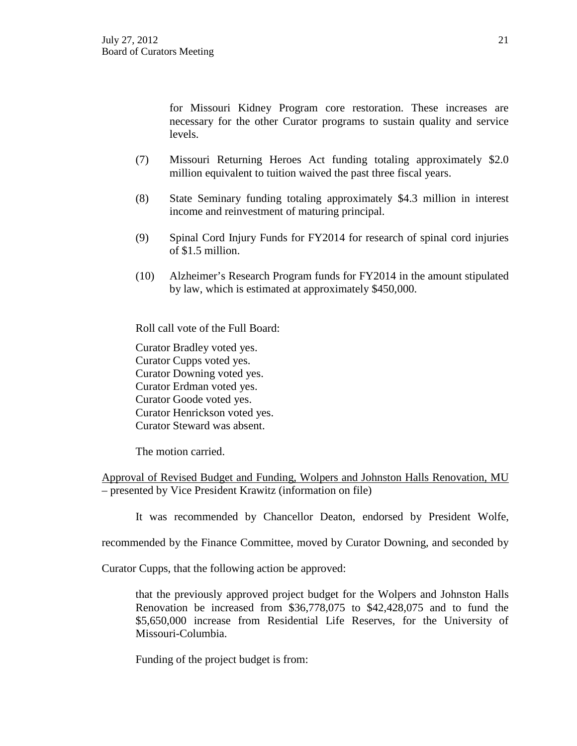for Missouri Kidney Program core restoration. These increases are necessary for the other Curator programs to sustain quality and service levels.

(7) Missouri Returning Heroes Act funding totaling approximately $2.0 million equivalent to tuition waived the past three fiscal years.

(8) State Seminary funding totaling approximately $4.3 million in interest income and reinvestment of maturing principal.

(9) Spinal Cord Injury Funds for FY2014 for research of spinal cord injuries of $1.5 million.

(10) Alzheimer's Research Program funds for FY2014 in the amount stipulated by law, which is estimated at approximately $450,000.

Roll call vote of the Full Board:

Curator Bradley voted yes.
Curator Cupps voted yes.
Curator Downing voted yes.
Curator Erdman voted yes.
Curator Goode voted yes.
Curator Henrickson voted yes.
Curator Steward was absent.

The motion carried.

<u>Approval of Revised Budget and Funding, Wolpers and Johnston Halls Renovation, MU</u> – presented by Vice President Krawitz (information on file)

It was recommended by Chancellor Deaton, endorsed by President Wolfe, recommended by the Finance Committee, moved by Curator Downing, and seconded by Curator Cupps, that the following action be approved:

> that the previously approved project budget for the Wolpers and Johnston Halls Renovation be increased from $36,778,075 to $42,428,075 and to fund the $5,650,000 increase from Residential Life Reserves, for the University of Missouri-Columbia.
>
> Funding of the project budget is from: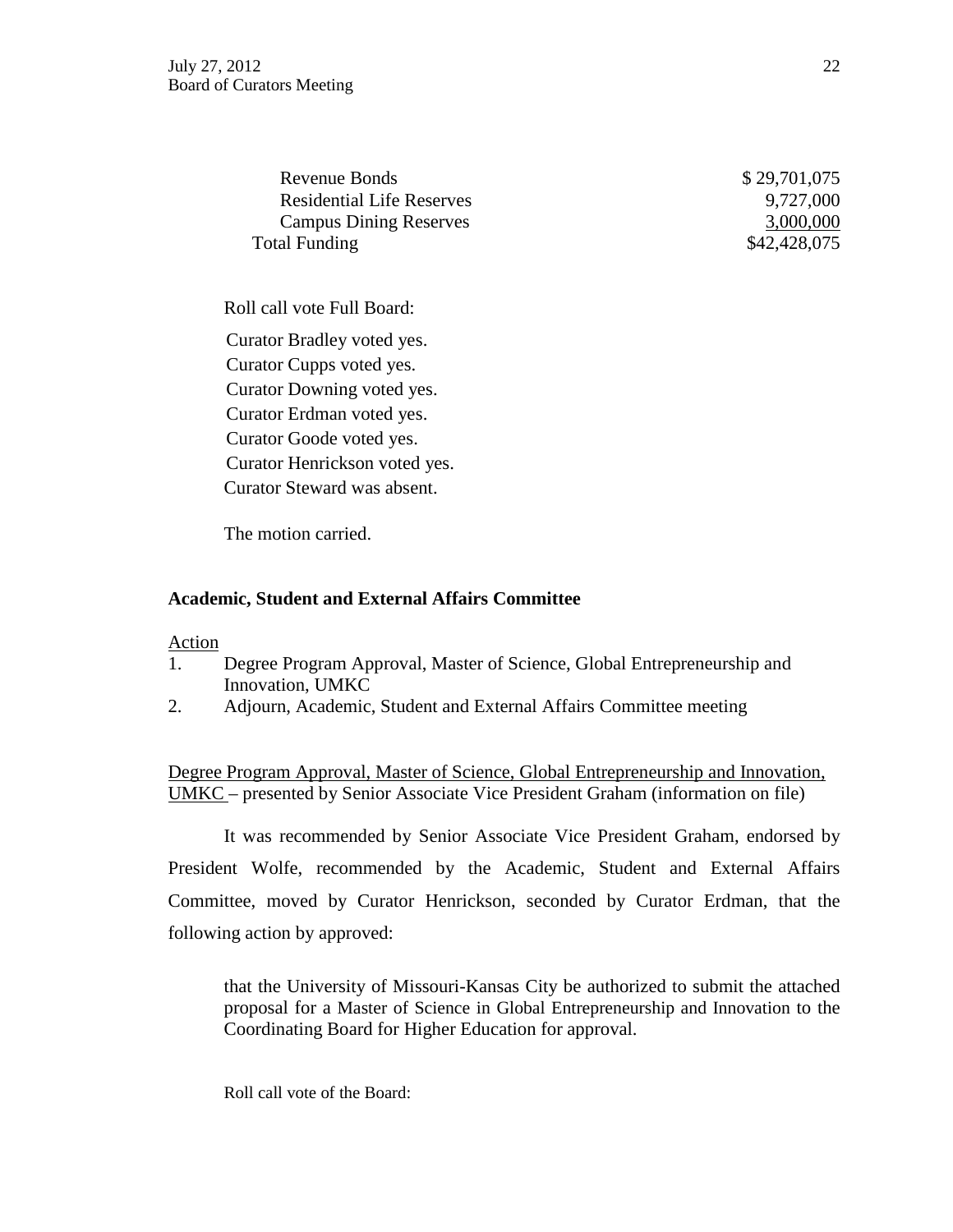| | |
|---|---|
| Revenue Bonds | $ 29,701,075 |
| Residential Life Reserves | 9,727,000 |
| Campus Dining Reserves | 3,000,000 |
| Total Funding | $42,428,075 |

Roll call vote Full Board:

Curator Bradley voted yes.
Curator Cupps voted yes.
Curator Downing voted yes.
Curator Erdman voted yes.
Curator Goode voted yes.
Curator Henrickson voted yes.
Curator Steward was absent.

The motion carried.

**Academic, Student and External Affairs Committee**

Action

1. Degree Program Approval, Master of Science, Global Entrepreneurship and Innovation, UMKC
2. Adjourn, Academic, Student and External Affairs Committee meeting

Degree Program Approval, Master of Science, Global Entrepreneurship and Innovation, UMKC – presented by Senior Associate Vice President Graham (information on file)

It was recommended by Senior Associate Vice President Graham, endorsed by President Wolfe, recommended by the Academic, Student and External Affairs Committee, moved by Curator Henrickson, seconded by Curator Erdman, that the following action by approved:

> that the University of Missouri-Kansas City be authorized to submit the attached proposal for a Master of Science in Global Entrepreneurship and Innovation to the Coordinating Board for Higher Education for approval.

Roll call vote of the Board: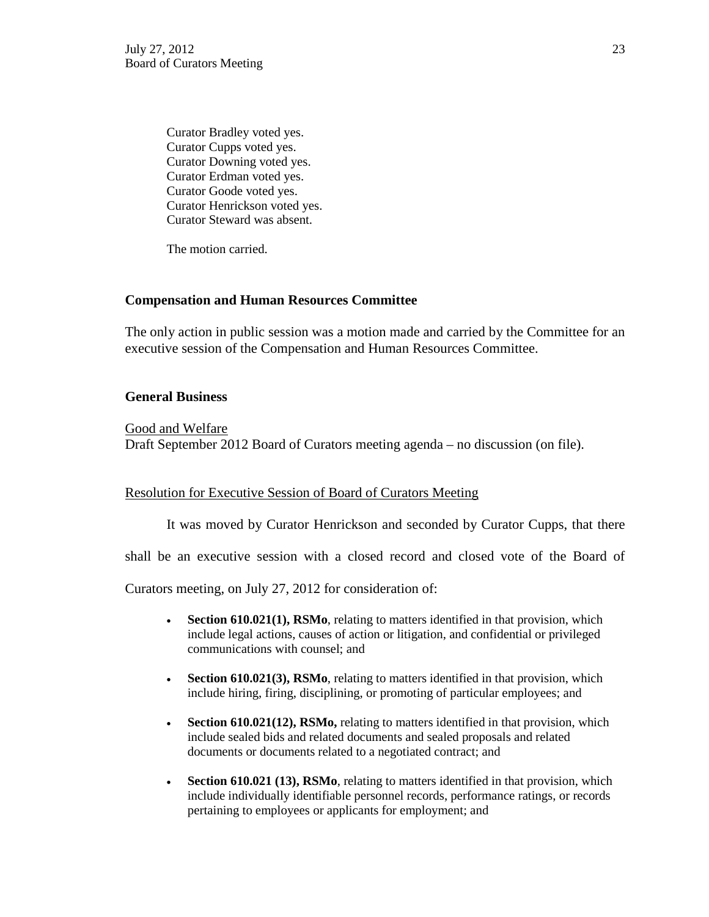Curator Bradley voted yes.
Curator Cupps voted yes.
Curator Downing voted yes.
Curator Erdman voted yes.
Curator Goode voted yes.
Curator Henrickson voted yes.
Curator Steward was absent.

The motion carried.

## Compensation and Human Resources Committee

The only action in public session was a motion made and carried by the Committee for an executive session of the Compensation and Human Resources Committee.

## General Business

Good and Welfare
Draft September 2012 Board of Curators meeting agenda – no discussion (on file).

Resolution for Executive Session of Board of Curators Meeting

It was moved by Curator Henrickson and seconded by Curator Cupps, that there shall be an executive session with a closed record and closed vote of the Board of Curators meeting, on July 27, 2012 for consideration of:

- **Section 610.021(1), RSMo**, relating to matters identified in that provision, which include legal actions, causes of action or litigation, and confidential or privileged communications with counsel; and
- **Section 610.021(3), RSMo**, relating to matters identified in that provision, which include hiring, firing, disciplining, or promoting of particular employees; and
- **Section 610.021(12), RSMo,** relating to matters identified in that provision, which include sealed bids and related documents and sealed proposals and related documents or documents related to a negotiated contract; and
- **Section 610.021 (13), RSMo**, relating to matters identified in that provision, which include individually identifiable personnel records, performance ratings, or records pertaining to employees or applicants for employment; and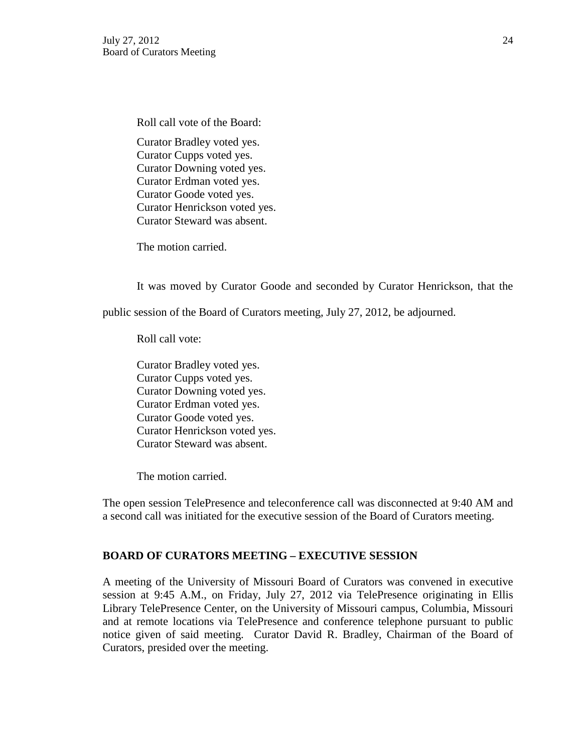Roll call vote of the Board:

Curator Bradley voted yes.
Curator Cupps voted yes.
Curator Downing voted yes.
Curator Erdman voted yes.
Curator Goode voted yes.
Curator Henrickson voted yes.
Curator Steward was absent.

The motion carried.

It was moved by Curator Goode and seconded by Curator Henrickson, that the public session of the Board of Curators meeting, July 27, 2012, be adjourned.

Roll call vote:

Curator Bradley voted yes.
Curator Cupps voted yes.
Curator Downing voted yes.
Curator Erdman voted yes.
Curator Goode voted yes.
Curator Henrickson voted yes.
Curator Steward was absent.

The motion carried.

The open session TelePresence and teleconference call was disconnected at 9:40 AM and a second call was initiated for the executive session of the Board of Curators meeting.

## BOARD OF CURATORS MEETING – EXECUTIVE SESSION

A meeting of the University of Missouri Board of Curators was convened in executive session at 9:45 A.M., on Friday, July 27, 2012 via TelePresence originating in Ellis Library TelePresence Center, on the University of Missouri campus, Columbia, Missouri and at remote locations via TelePresence and conference telephone pursuant to public notice given of said meeting. Curator David R. Bradley, Chairman of the Board of Curators, presided over the meeting.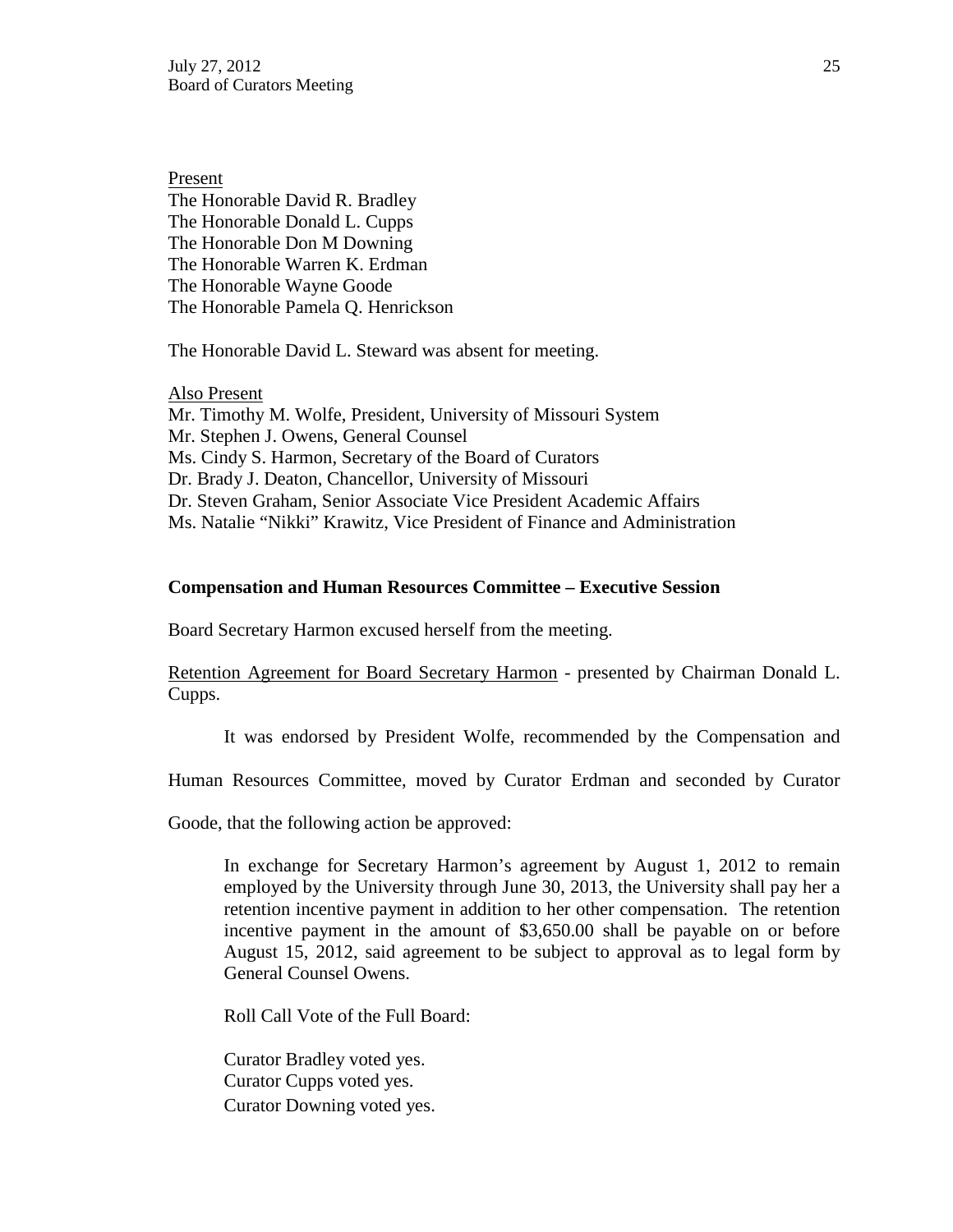Present

The Honorable David R. Bradley
The Honorable Donald L. Cupps
The Honorable Don M Downing
The Honorable Warren K. Erdman
The Honorable Wayne Goode
The Honorable Pamela Q. Henrickson

The Honorable David L. Steward was absent for meeting.

Also Present

Mr. Timothy M. Wolfe, President, University of Missouri System
Mr. Stephen J. Owens, General Counsel
Ms. Cindy S. Harmon, Secretary of the Board of Curators
Dr. Brady J. Deaton, Chancellor, University of Missouri
Dr. Steven Graham, Senior Associate Vice President Academic Affairs
Ms. Natalie "Nikki" Krawitz, Vice President of Finance and Administration

**Compensation and Human Resources Committee – Executive Session**

Board Secretary Harmon excused herself from the meeting.

Retention Agreement for Board Secretary Harmon - presented by Chairman Donald L. Cupps.

It was endorsed by President Wolfe, recommended by the Compensation and Human Resources Committee, moved by Curator Erdman and seconded by Curator Goode, that the following action be approved:

> In exchange for Secretary Harmon's agreement by August 1, 2012 to remain employed by the University through June 30, 2013, the University shall pay her a retention incentive payment in addition to her other compensation. The retention incentive payment in the amount of $3,650.00 shall be payable on or before August 15, 2012, said agreement to be subject to approval as to legal form by General Counsel Owens.
>
> Roll Call Vote of the Full Board:
>
> Curator Bradley voted yes.
> Curator Cupps voted yes.
> Curator Downing voted yes.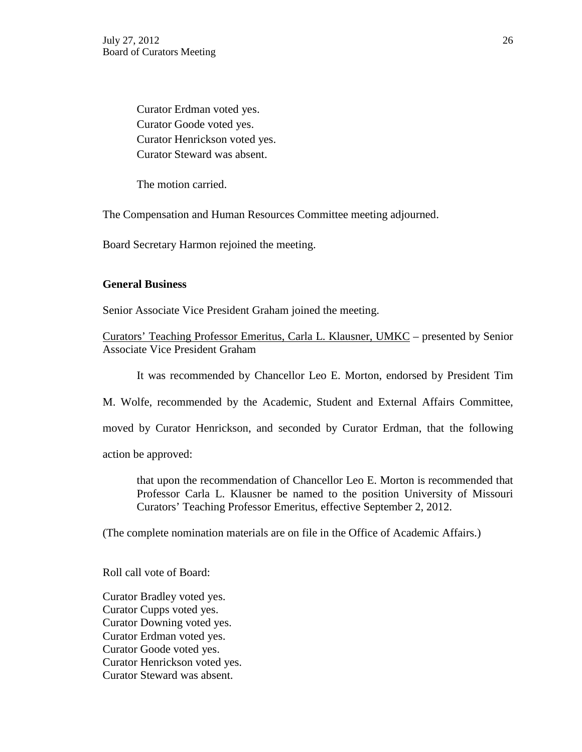Curator Erdman voted yes.
Curator Goode voted yes.
Curator Henrickson voted yes.
Curator Steward was absent.

The motion carried.

The Compensation and Human Resources Committee meeting adjourned.

Board Secretary Harmon rejoined the meeting.

**General Business**

Senior Associate Vice President Graham joined the meeting.

Curators' Teaching Professor Emeritus, Carla L. Klausner, UMKC – presented by Senior Associate Vice President Graham

It was recommended by Chancellor Leo E. Morton, endorsed by President Tim M. Wolfe, recommended by the Academic, Student and External Affairs Committee, moved by Curator Henrickson, and seconded by Curator Erdman, that the following action be approved:

> that upon the recommendation of Chancellor Leo E. Morton is recommended that Professor Carla L. Klausner be named to the position University of Missouri Curators' Teaching Professor Emeritus, effective September 2, 2012.

(The complete nomination materials are on file in the Office of Academic Affairs.)

Roll call vote of Board:

Curator Bradley voted yes.
Curator Cupps voted yes.
Curator Downing voted yes.
Curator Erdman voted yes.
Curator Goode voted yes.
Curator Henrickson voted yes.
Curator Steward was absent.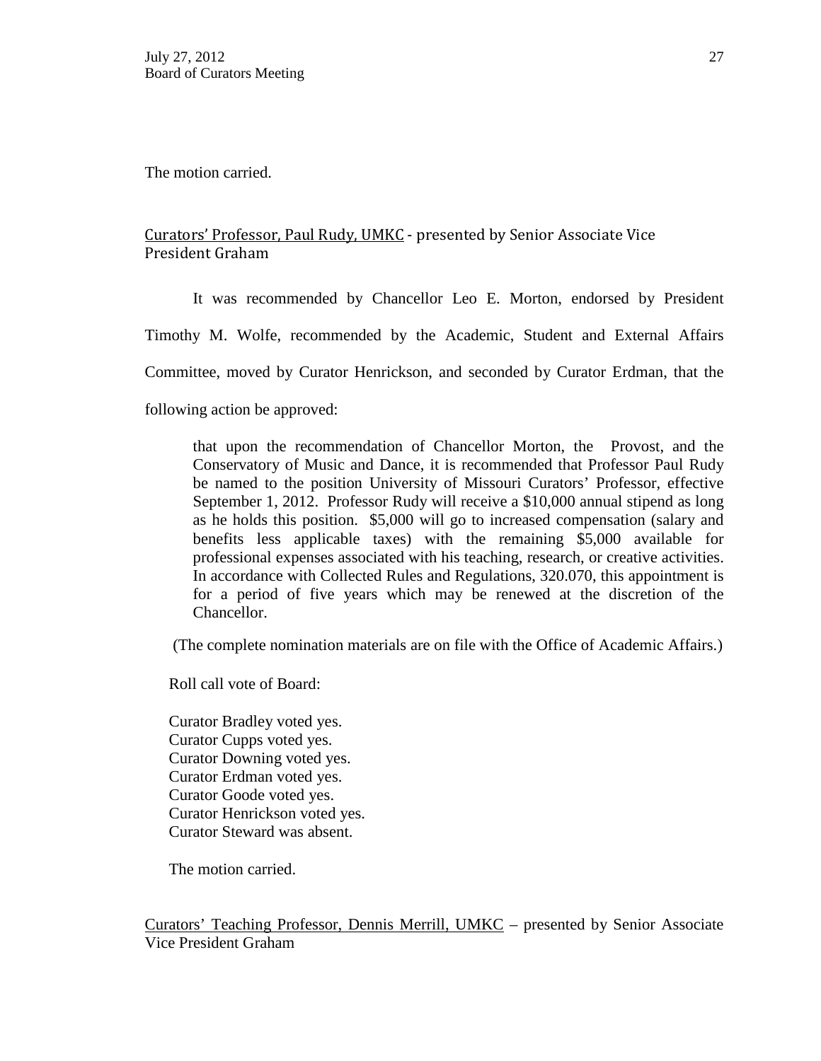The motion carried.

<u>Curators' Professor, Paul Rudy, UMKC</u> - presented by Senior Associate Vice President Graham

It was recommended by Chancellor Leo E. Morton, endorsed by President Timothy M. Wolfe, recommended by the Academic, Student and External Affairs Committee, moved by Curator Henrickson, and seconded by Curator Erdman, that the following action be approved:

> that upon the recommendation of Chancellor Morton, the Provost, and the Conservatory of Music and Dance, it is recommended that Professor Paul Rudy be named to the position University of Missouri Curators' Professor, effective September 1, 2012. Professor Rudy will receive a $10,000 annual stipend as long as he holds this position. $5,000 will go to increased compensation (salary and benefits less applicable taxes) with the remaining $5,000 available for professional expenses associated with his teaching, research, or creative activities. In accordance with Collected Rules and Regulations, 320.070, this appointment is for a period of five years which may be renewed at the discretion of the Chancellor.

(The complete nomination materials are on file with the Office of Academic Affairs.)

Roll call vote of Board:

Curator Bradley voted yes.
Curator Cupps voted yes.
Curator Downing voted yes.
Curator Erdman voted yes.
Curator Goode voted yes.
Curator Henrickson voted yes.
Curator Steward was absent.

The motion carried.

<u>Curators' Teaching Professor, Dennis Merrill, UMKC</u> – presented by Senior Associate Vice President Graham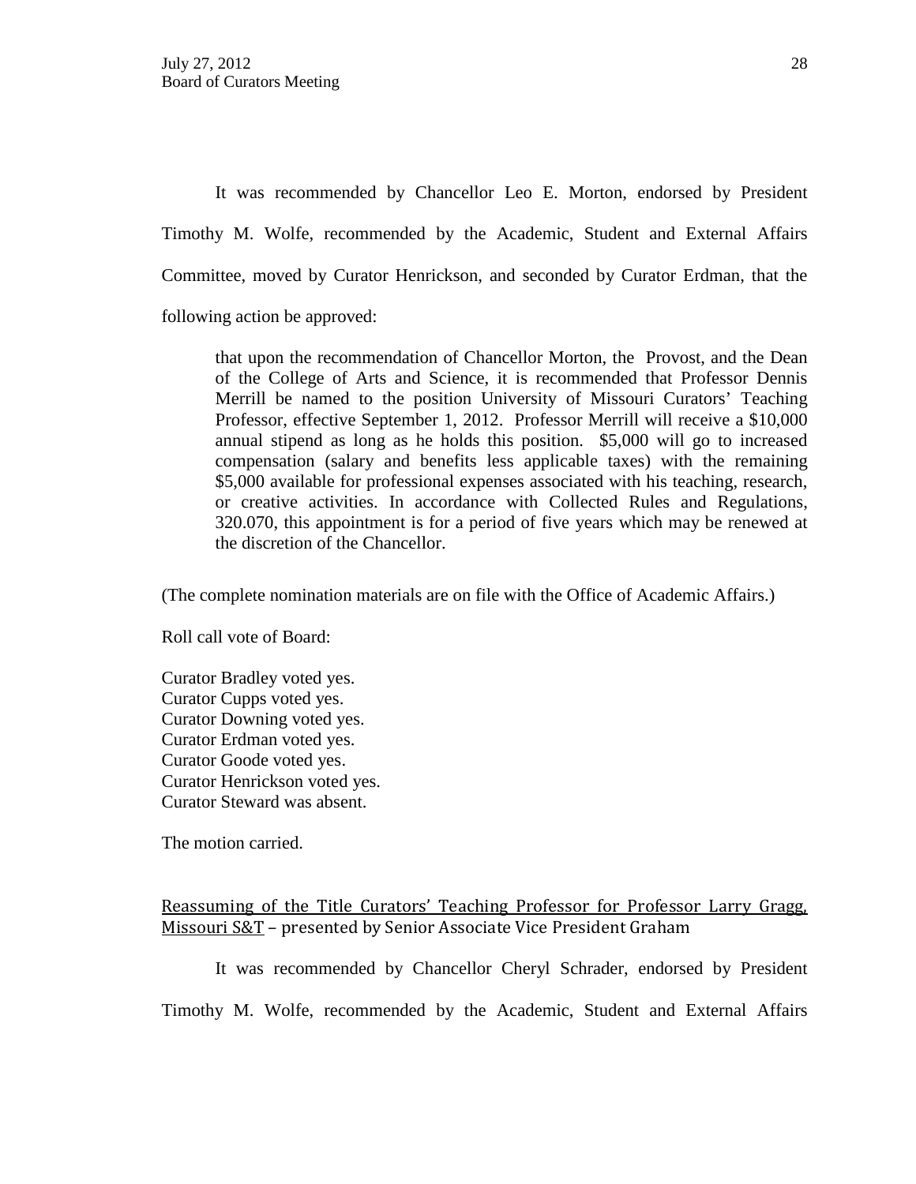It was recommended by Chancellor Leo E. Morton, endorsed by President Timothy M. Wolfe, recommended by the Academic, Student and External Affairs Committee, moved by Curator Henrickson, and seconded by Curator Erdman, that the following action be approved:

> that upon the recommendation of Chancellor Morton, the Provost, and the Dean of the College of Arts and Science, it is recommended that Professor Dennis Merrill be named to the position University of Missouri Curators' Teaching Professor, effective September 1, 2012. Professor Merrill will receive a $10,000 annual stipend as long as he holds this position. $5,000 will go to increased compensation (salary and benefits less applicable taxes) with the remaining $5,000 available for professional expenses associated with his teaching, research, or creative activities. In accordance with Collected Rules and Regulations, 320.070, this appointment is for a period of five years which may be renewed at the discretion of the Chancellor.

(The complete nomination materials are on file with the Office of Academic Affairs.)

Roll call vote of Board:

Curator Bradley voted yes.
Curator Cupps voted yes.
Curator Downing voted yes.
Curator Erdman voted yes.
Curator Goode voted yes.
Curator Henrickson voted yes.
Curator Steward was absent.

The motion carried.

<u>Reassuming of the Title Curators' Teaching Professor for Professor Larry Gragg, Missouri S&T</u> – presented by Senior Associate Vice President Graham

It was recommended by Chancellor Cheryl Schrader, endorsed by President Timothy M. Wolfe, recommended by the Academic, Student and External Affairs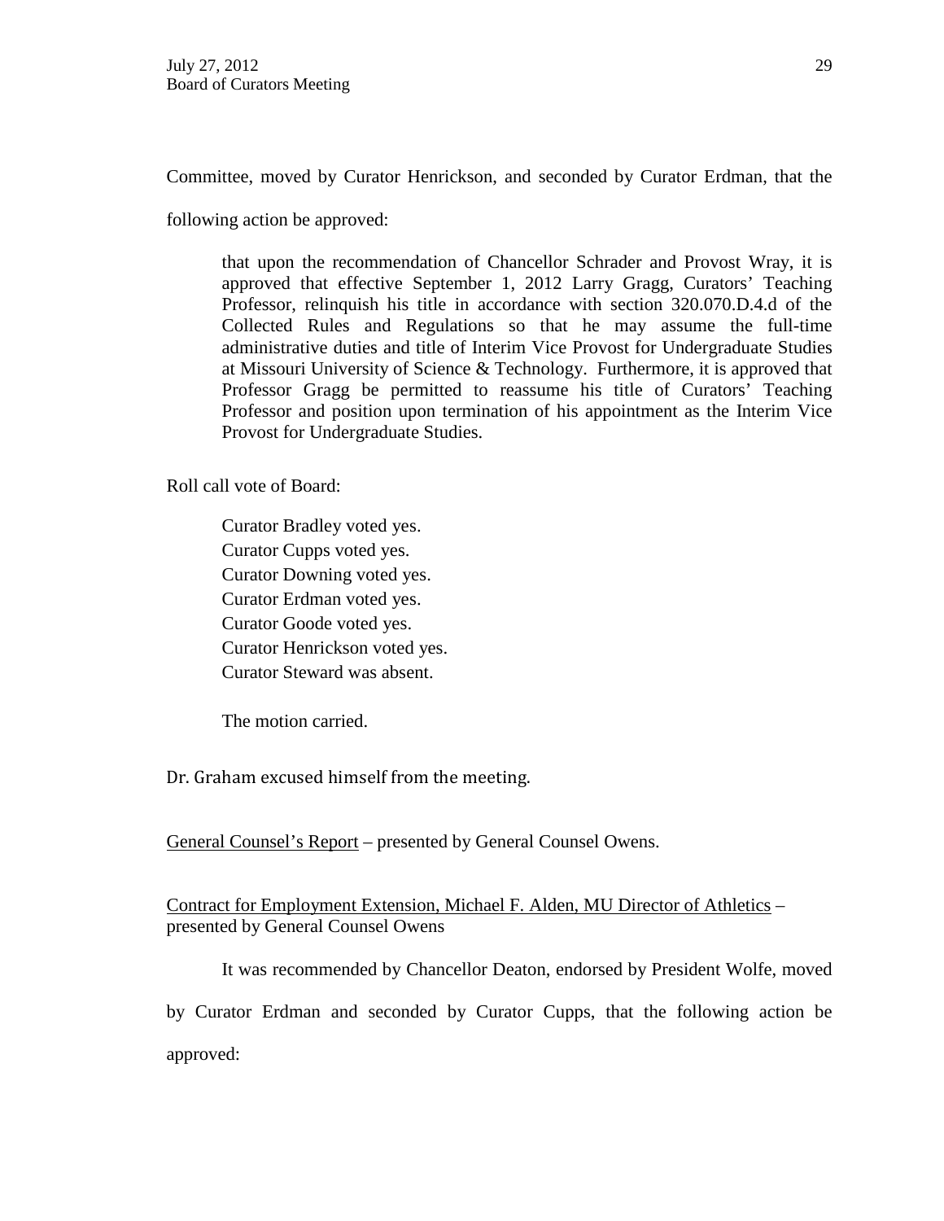Committee, moved by Curator Henrickson, and seconded by Curator Erdman, that the following action be approved:

> that upon the recommendation of Chancellor Schrader and Provost Wray, it is approved that effective September 1, 2012 Larry Gragg, Curators' Teaching Professor, relinquish his title in accordance with section 320.070.D.4.d of the Collected Rules and Regulations so that he may assume the full-time administrative duties and title of Interim Vice Provost for Undergraduate Studies at Missouri University of Science & Technology. Furthermore, it is approved that Professor Gragg be permitted to reassume his title of Curators' Teaching Professor and position upon termination of his appointment as the Interim Vice Provost for Undergraduate Studies.

Roll call vote of Board:

> Curator Bradley voted yes.
> Curator Cupps voted yes.
> Curator Downing voted yes.
> Curator Erdman voted yes.
> Curator Goode voted yes.
> Curator Henrickson voted yes.
> Curator Steward was absent.
>
> The motion carried.

Dr. Graham excused himself from the meeting.

General Counsel's Report – presented by General Counsel Owens.

Contract for Employment Extension, Michael F. Alden, MU Director of Athletics – presented by General Counsel Owens

It was recommended by Chancellor Deaton, endorsed by President Wolfe, moved by Curator Erdman and seconded by Curator Cupps, that the following action be approved: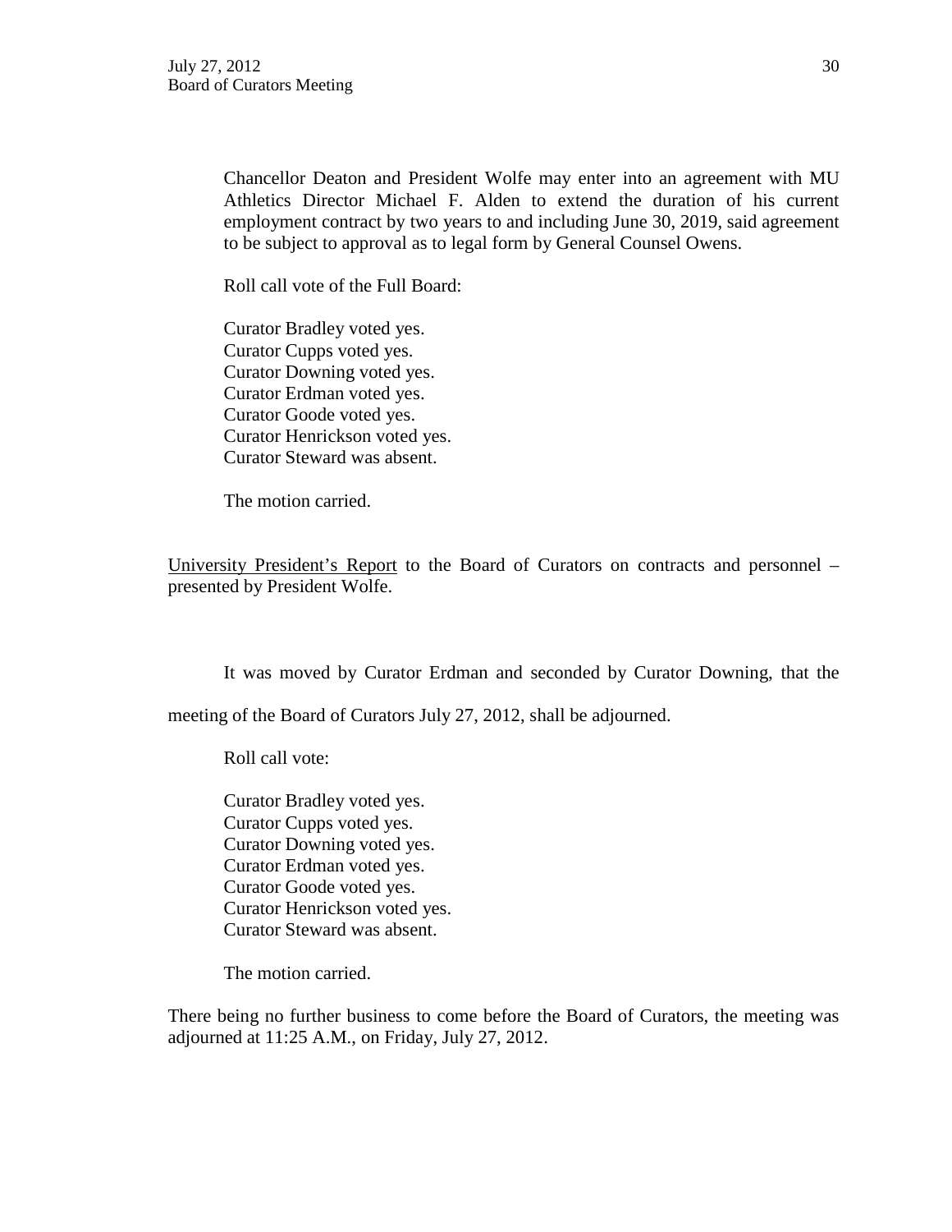Chancellor Deaton and President Wolfe may enter into an agreement with MU Athletics Director Michael F. Alden to extend the duration of his current employment contract by two years to and including June 30, 2019, said agreement to be subject to approval as to legal form by General Counsel Owens.

Roll call vote of the Full Board:

Curator Bradley voted yes.
Curator Cupps voted yes.
Curator Downing voted yes.
Curator Erdman voted yes.
Curator Goode voted yes.
Curator Henrickson voted yes.
Curator Steward was absent.

The motion carried.

<u>University President's Report</u> to the Board of Curators on contracts and personnel – presented by President Wolfe.

It was moved by Curator Erdman and seconded by Curator Downing, that the meeting of the Board of Curators July 27, 2012, shall be adjourned.

Roll call vote:

Curator Bradley voted yes.
Curator Cupps voted yes.
Curator Downing voted yes.
Curator Erdman voted yes.
Curator Goode voted yes.
Curator Henrickson voted yes.
Curator Steward was absent.

The motion carried.

There being no further business to come before the Board of Curators, the meeting was adjourned at 11:25 A.M., on Friday, July 27, 2012.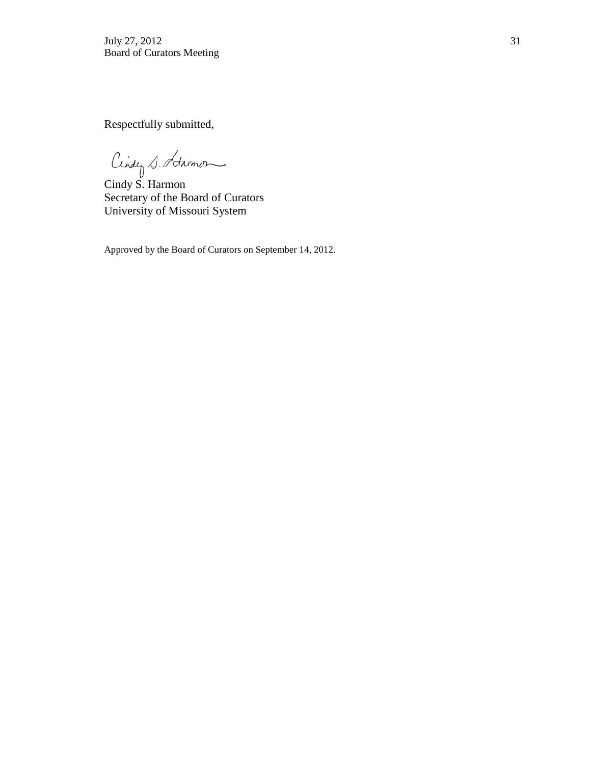Respectfully submitted,

Cindy S. Harmon
Secretary of the Board of Curators
University of Missouri System

Approved by the Board of Curators on September 14, 2012.